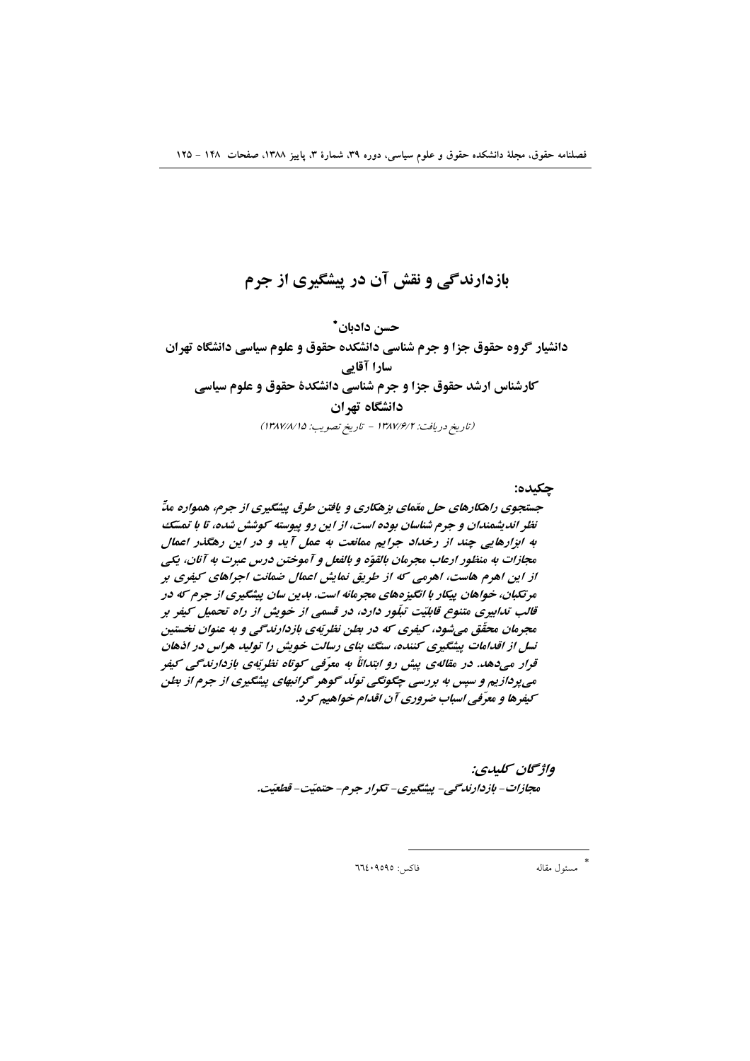# بازدارندگی و نقش آن در پیشگیری از جرم

**حسن دادبان***

**دانشیار گروه حقوق جزا و جرم شناسی دانشکده حقوق و علوم سیاسی دانشگاه تهران**

**سارا آقایی**

**کارشناس ارشد حقوق جزا و جرم شناسی دانشکدهٔ حقوق و علوم سیاسی دانشگاه تهران**

*(تاریخ دریافت: ۱۳۸۷/۶/۲ - تاریخ تصویب: ۱۳۸۷/۸/۱۵)*

**چکیده:**

***جستجوی راهکارهای حل معّمای بزهکاری و یافتن طرق پیشگیری از جرم، همواره مدّ نظر اندیشمندان و جرم شناسان بوده است، از این رو پیوسته کوشش شده، تا با تمسک به ابزارهایی چند از رخداد جرایم ممانعت به عمل آید و در این رهگذر اعمال مجازات به منظور ارعاب مجرمان بالقوّه و بالفعل و آموختن درس عبرت به آنان، یکی از این اهرم هاست، اهرمی که از طریق نمایش اعمال ضمانت اجراهای کیفری بر مرتکبان، خواهان پیکار با انگیزه‌های مجرمانه است. بدین سان پیشگیری از جرم که در قالب تدابیری متنوع قابلیّت تبلّور دارد، در قسمی از خویش از راه تحمیل کیفر بر مجرمان محقّق می‌شود، کیفری که در بطن نظریّه‌ی بازدارندگی و به عنوان نخستین نسل از اقدامات پیشگیری کننده، سنگ بنای رسالت خویش را تولید هراس در اذهان قرار می‌دهد. در مقاله‌ی پیش رو ابتدائاً به معرّفی کوتاه نظریّه‌ی بازدارندگی کیفر می‌پردازیم و سپس به بررسی چگونگی تولّد گوهر گرانبهای پیشگیری از جرم از بطن کیفرها و معرّفی اسباب ضروری آن اقدام خواهیم کرد.***

***واژگان کلیدی:***

***مجازات- بازدارندگی- پیشگیری- تکرار جرم- حتمیّت- قطعیّت.***

---

* مسئول مقاله فاکس: ۶۶۴۰۹۵۹۵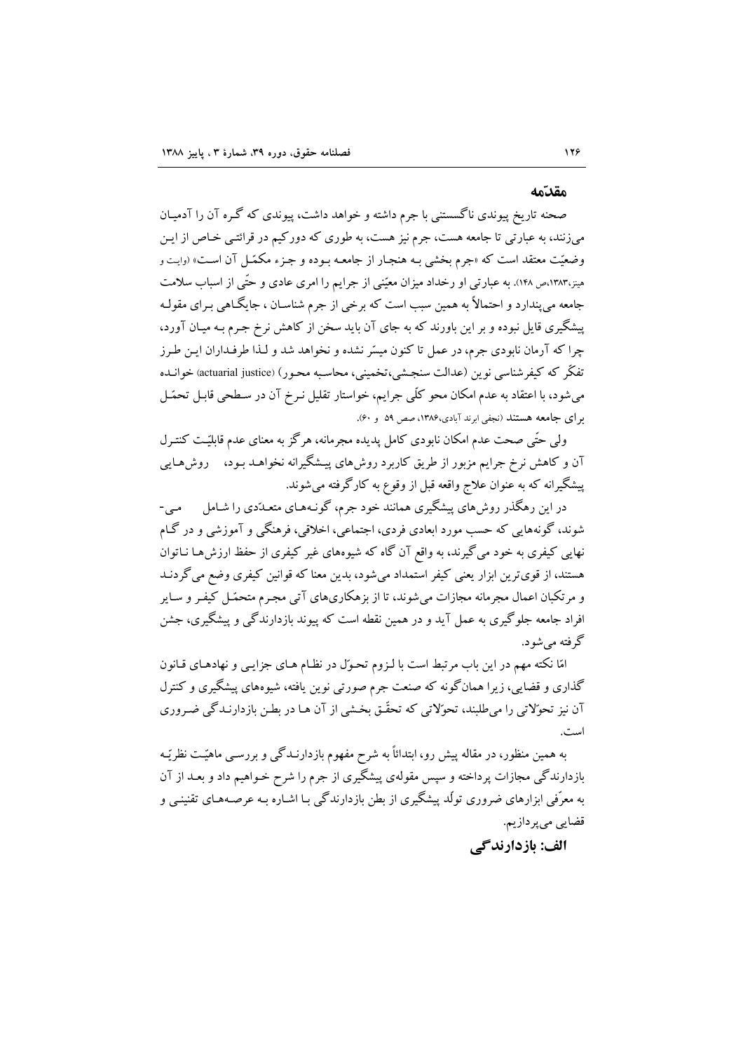## مقدّمه

صحنه تاریخ پیوندی ناگسستنی با جرم داشته و خواهد داشت، پیوندی که گره آن را آدمیان می‌زنند، به عبارتی تا جامعه هست، جرم نیز هست، به طوری که دورکیم در قرائتی خاص از این وضعیّت معتقد است که «جرم بخشی به هنجار از جامعه بوده و جزء مکمّل آن است» (وایت و هینز،۱۳۸۳،ص ۱۴۸). به عبارتی او رخداد میزان معیّنی از جرایم را امری عادی و حتّی از اسباب سلامت جامعه می‌پندارد و احتمالاً به همین سبب است که برخی از جرم شناسان ، جایگاهی برای مقوله پیشگیری قایل نبوده و بر این باورند که به جای آن باید سخن از کاهش نرخ جرم به میان آورد، چرا که آرمان نابودی جرم، در عمل تا کنون میسّر نشده و نخواهد شد و لذا طرفداران این طرز تفکّر که کیفرشناسی نوین (عدالت سنجشی،تخمینی، محاسبه محور) (actuarial justice) خوانده می‌شود، با اعتقاد به عدم امکان محو کلّی جرایم، خواستار تقلیل نرخ آن در سطحی قابل تحمّل برای جامعه هستند (نجفی ابرند آبادی،۱۳۸۶، صص ۵۹ و ۶۰).

ولی حتّی صحت عدم امکان نابودی کامل پدیده مجرمانه، هرگز به معنای عدم قابلیّت کنترل آن و کاهش نرخ جرایم مزبور از طریق کاربرد روش‌های پیشگیرانه نخواهد بود، روش‌هایی پیشگیرانه که به عنوان علاج واقعه قبل از وقوع به کارگرفته می‌شوند.

در این رهگذر روش‌های پیشگیری همانند خود جرم، گونه‌های متعدّدی را شامل می‌شوند، گونه‌هایی که حسب مورد ابعادی فردی، اجتماعی، اخلاقی، فرهنگی و آموزشی و در گام نهایی کیفری به خود می‌گیرند، به واقع آن گاه که شیوه‌های غیر کیفری از حفظ ارزش‌ها ناتوان هستند، از قوی‌ترین ابزار یعنی کیفر استمداد می‌شود، بدین معنا که قوانین کیفری وضع می‌گردند و مرتکبان اعمال مجرمانه مجازات می‌شوند، تا از بزهکاری‌های آتی مجرم متحمّل کیفر و سایر افراد جامعه جلوگیری به عمل آید و در همین نقطه است که پیوند بازدارندگی و پیشگیری، جشن گرفته می‌شود.

امّا نکته مهم در این باب مرتبط است با لزوم تحوّل در نظام های جزایی و نهادهای قانون گذاری و قضایی، زیرا همان‌گونه که صنعت جرم صورتی نوین یافته، شیوه‌های پیشگیری و کنترل آن نیز تحوّلاتی را می‌طلبند، تحوّلاتی که تحقّق بخشی از آن ها در بطن بازدارندگی ضروری است.

به همین منظور، در مقاله پیش رو، ابتدائاً به شرح مفهوم بازدارندگی و بررسی ماهیّت نظریّه بازدارندگی مجازات پرداخته و سپس مقوله‌ی پیشگیری از جرم را شرح خواهیم داد و بعد از آن به معرّفی ابزارهای ضروری تولّد پیشگیری از بطن بازدارندگی با اشاره به عرصه‌های تقنینی و قضایی می‌پردازیم.

### الف: بازدارندگی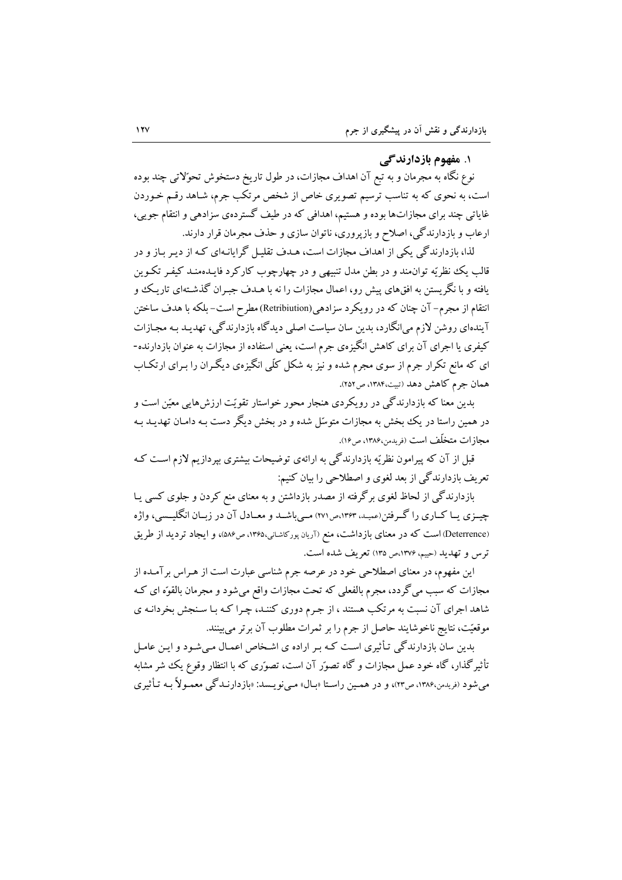## ۱. مفهوم بازدارندگی

نوع نگاه به مجرمان و به تبع آن اهداف مجازات، در طول تاریخ دستخوش تحوّلاتی چند بوده است، به نحوی که به تناسب ترسیم تصویری خاص از شخص مرتکب جرم، شاهد رقم خوردن غایاتی چند برای مجازات‌ها بوده و هستیم، اهدافی که در طیف گسترده‌ی سزادهی و انتقام جویی، ارعاب و بازدارندگی، اصلاح و بازپروری، ناتوان سازی و حذف مجرمان قرار دارند.

لذا، بازدارندگی یکی از اهداف مجازات است، هدف تقلیل گرایانه‌ای که از دیر باز و در قالب یک نظریّه توان‌مند و در بطن مدل تنبیهی و در چهارچوب کارکرد فایده‌مند کیفر تکوین یافته و با نگریستن به افق‌های پیش رو، اعمال مجازات را نه با هدف جبران گذشته‌ای تاریک و انتقام از مجرم- آن چنان که در رویکرد سزادهی(Retribiution) مطرح است- بلکه با هدف ساختن آینده‌ای روشن لازم می‌انگارد، بدین سان سیاست اصلی دیدگاه بازدارندگی، تهدید به مجازات کیفری یا اجرای آن برای کاهش انگیزه‌ی جرم است، یعنی استفاده از مجازات به عنوان بازدارنده‌ای که مانع تکرار جرم از سوی مجرم شده و نیز به شکل کلّی انگیزه‌ی دیگران را برای ارتکاب همان جرم کاهش دهد (تبیت،۱۳۸۴، ص۲۵۲).

بدین معنا که بازدارندگی در رویکردی هنجار محور خواستار تقویّت ارزش‌هایی معیّن است و در همین راستا در یک بخش به مجازات متوسّل شده و در بخش دیگر دست به دامان تهدید به مجازات متخلّف است (فریدمن،۱۳۸۶، ص۱۶).

قبل از آن که پیرامون نظریّه بازدارندگی به ارائه‌ی توضیحات بیشتری بپردازیم لازم است که تعریف بازدارندگی از بعد لغوی و اصطلاحی را بیان کنیم:

بازدارندگی از لحاظ لغوی برگرفته از مصدر بازداشتن و به معنای منع کردن و جلوی کسی یا چیزی یا کاری را گرفتن(عمید، ۱۳۶۳،ص۲۷۱) می‌باشد و معادل آن در زبان انگلیسی، واژه (Deterrence) است که در معنای بازداشت، منع (آریان پورکاشانی،۱۳۶۵، ص۵۸۶)، و ایجاد تردید از طریق ترس و تهدید (حییم، ۱۳۷۶،ص ۱۳۵) تعریف شده است.

این مفهوم، در معنای اصطلاحی خود در عرصه جرم شناسی عبارت است از هراس برآمده از مجازات که سبب می‌گردد، مجرم بالفعلی که تحت مجازات واقع می‌شود و مجرمان بالقوّه ای که شاهد اجرای آن نسبت به مرتکب هستند ، از جرم دوری کنند، چرا که با سنجش بخردانه ی موقعیّت، نتایج ناخوشایند حاصل از جرم را بر ثمرات مطلوب آن برتر می‌بینند.

بدین سان بازدارندگی تأثیری است که بر اراده ی اشخاص اعمال می‌شود و این عامل تأثیرگذار، گاه خود عمل مجازات و گاه تصوّر آن است، تصوّری که با انتظار وقوع یک شر مشابه می‌شود (فریدمن،۱۳۸۶، ص۲۳)، و در همین راستا «بال» می‌نویسد: «بازدارندگی معمولاً به تأثیری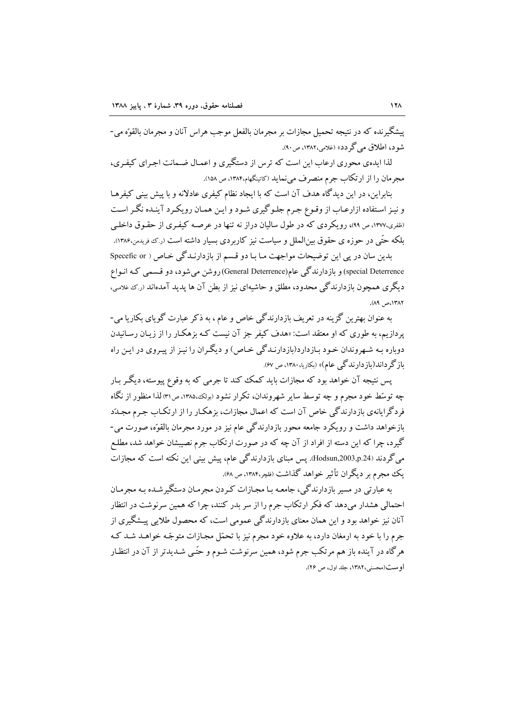پیشگیرنده که در نتیجه تحمیل مجازات بر مجرمان بالفعل موجب هراس آنان و مجرمان بالقوّه می‌شود، اطلاق می گردد» (غلامی،۱۳۸۲، ص ۹۰).

لذا ایده‌ی محوری ارعاب این است که ترس از دستگیری و اعمال ضمانت اجرای کیفری، مجرمان را از ارتکاب جرم منصرف می‌نماید (کاتینگهام،۱۳۸۴، ص ۱۵۸).

بنابراین، در این دیدگاه هدف آن است که با ایجاد نظام کیفری عادلانه و با پیش بینی کیفرها و نیز استفاده ازارعاب از وقوع جرم جلوگیری شود و این همان رویکرد آینده نگر است (ظفری،۱۳۷۷، ص ۹۹)، رویکردی که در طول سالیان دراز نه تنها در عرصه کیفری از حقوق داخلی بلکه حتّی در حوزه ی حقوق بین‌الملل و سیاست نیز کاربردی بسیار داشته است (ر.ک فریدمن،۱۳۸۶).

بدین سان در پی این توضیحات مواجهت ما با دو قسم از بازدارندگی خاص ( Specefic or special Deterrence) و بازدارندگی عام(General Deterrence) روشن می‌شود، دو قسمی که انواع دیگری همچون بازدارندگی محدود، مطلق و حاشیه‌ای نیز از بطن آن ها پدید آمده‌اند (ر.ک غلامی، ۱۳۸۲،ص ۸۹).

به عنوان بهترین گزینه در تعریف بازدارندگی خاص و عام ، به ذکر عبارت گویای بکاریا می‌پردازیم، به طوری که او معتقد است: «هدف کیفر جز آن نیست که بزهکار را از زیان رسانیدن دوباره به شهروندان خود بازدارد(بازدارندگی خاص) و دیگران را نیز از پیروی در این راه بازگرداند(بازدارندگی عام)» (بکاریا، ۱۳۸۰، ص ۶۷).

پس نتیجه آن خواهد بود که مجازات باید کمک کند تا جرمی که به وقوع پیوسته، دیگر بار چه توسّط خود مجرم و چه توسط سایر شهروندان، تکرار نشود (پولک،۱۳۸۵، ص ۳۱) لذا منظور از نگاه فردگرایانه‌ی بازدارندگی خاص آن است که اعمال مجازات، بزهکار را از ارتکاب جرم مجدّد بازخواهد داشت و رویکرد جامعه محور بازدارندگی عام نیز در مورد مجرمان بالقوّه، صورت می‌گیرد، چرا که این دسته از افراد از آن چه که در صورت ارتکاب جرم نصیبشان خواهد شد، مطلع می گردند (Hodsun,2003,p.24). پس مبنای بازدارندگی عام، پیش بینی این نکته است که مجازات یک مجرم بر دیگران تأثیر خواهد گذاشت (فلچر،۱۳۸۴، ص ۶۸).

به عبارتی در مسیر بازدارندگی، جامعه با مجازات کردن مجرمان دستگیرشده به مجرمان احتمالی هشدار می‌دهد که فکر ارتکاب جرم را از سر بدر کنند، چرا که همین سرنوشت در انتظار آنان نیز خواهد بود و این همان معنای بازدارندگی عمومی است، که محصول طلایی پیشگیری از جرم را با خود به ارمغان دارد، به علاوه خود مجرم نیز با تحمّل مجازات متوجّه خواهد شد که هرگاه در آینده باز هم مرتکب جرم شود، همین سرنوشت شوم و حتّی شدیدتر از آن در انتظار اوست(محسنی،۱۳۸۲، جلد اول، ص ۲۶).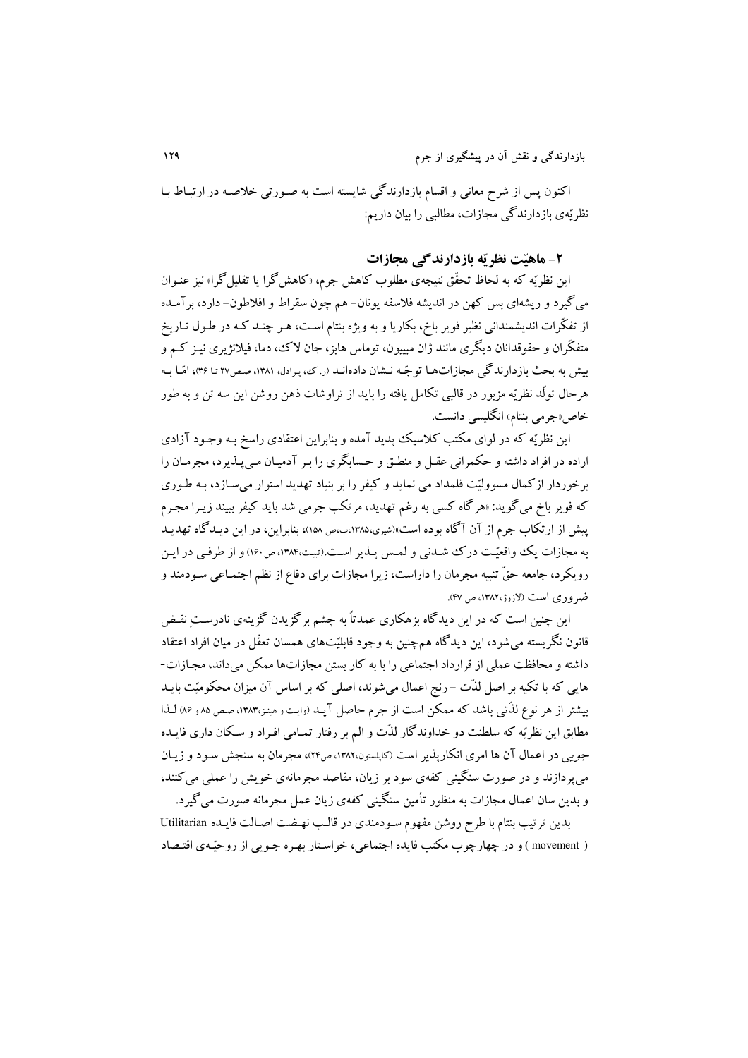اکنون پس از شرح معانی و اقسام بازدارندگی شایسته است به صورتی خلاصه در ارتباط با نظریّه‌ی بازدارندگی مجازات، مطالبی را بیان داریم:

## ۲- ماهیّت نظریّه بازدارندگی مجازات

این نظریّه که به لحاظ تحقّق نتیجه‌ی مطلوب کاهش جرم، «کاهش‌گرا یا تقلیل‌گرا» نیز عنوان می‌گیرد و ریشه‌ای بس کهن در اندیشه فلاسفه یونان- هم چون سقراط و افلاطون- دارد، برآمده از تفکّرات اندیشمندانی نظیر فویر باخ، بکاریا و به ویژه بنتام است، هر چند که در طول تاریخ متفکّران و حقوقدانان دیگری مانند ژان مبییون، توماس هابز، جان لاک، دما، فیلانژیری نیز کم و بیش به بحث بازدارندگی مجازات‌ها توجّه نشان داده‌اند (ر. ک، پرادل، ۱۳۸۱، صص۲۷ تا ۳۶)، امّا به هرحال تولّد نظریّه مزبور در قالبی تکامل یافته را باید از تراوشات ذهن روشن این سه تن و به طور خاص«جرمی بنتام» انگلیسی دانست.

این نظریّه که در لوای مکتب کلاسیک پدید آمده و بنابراین اعتقادی راسخ به وجود آزادی اراده در افراد داشته و حکمرانی عقل و منطق و حسابگری را بر آدمیان می‌پذیرد، مجرمان را برخوردار ازکمال مسوولیّت قلمداد می نماید و کیفر را بر بنیاد تهدید استوار می‌سازد، به طوری که فویر باخ می‌گوید: «هرگاه کسی به رغم تهدید، مرتکب جرمی شد باید کیفر ببیند زیرا مجرم پیش از ارتکاب جرم از آن آگاه بوده است»(شیری،۱۳۸۵،ب،ص ۱۵۸)، بنابراین، در این دیدگاه تهدید به مجازات یک واقعیّت درک شدنی و لمس پذیر است.(تبیت،۱۳۸۴، ص ۱۶۰) و از طرفی در این رویکرد، جامعه حقّ تنبیه مجرمان را داراست، زیرا مجازات برای دفاع از نظم اجتماعی سودمند و ضروری است (لازرژ،۱۳۸۲، ص ۴۷).

این چنین است که در این دیدگاه بزهکاری عمدتاً به چشم برگزیدن گزینه‌ی نادرستِ نقض قانون نگریسته می‌شود، این دیدگاه هم‌چنین به وجود قابلیّت‌های همسان تعقّل در میان افراد اعتقاد داشته و محافظت عملی از قرارداد اجتماعی را با به کار بستن مجازات‌ها ممکن می‌داند، مجازات‌هایی که با تکیه بر اصل لذّت - رنج اعمال می‌شوند، اصلی که بر اساس آن میزان محکومیّت باید بیشتر از هر نوع لذّتی باشد که ممکن است از جرم حاصل آید (وایت و هینز،۱۳۸۳، صص ۸۵ و ۸۶) لذا مطابق این نظریّه که سلطنت دو خداوندگار لذّت و الم بر رفتار تمامی افراد و سکان داری فایده جویی در اعمال آن ها امری انکارپذیر است (کاپلستون،۱۳۸۲، ص۲۴)، مجرمان به سنجش سود و زیان می‌پردازند و در صورت سنگینی کفه‌ی سود بر زیان، مقاصد مجرمانه‌ی خویش را عملی می‌کنند، و بدین سان اعمال مجازات به منظور تأمین سنگینی کفه‌ی زیان عمل مجرمانه صورت می‌گیرد.

بدین ترتیب بنتام با طرح روشن مفهوم سودمندی در قالب نهضت اصالت فایده Utilitarian ( movement ) و در چهارچوب مکتب فایده اجتماعی، خواستار بهره جویی از روحیّه‌ی اقتصاد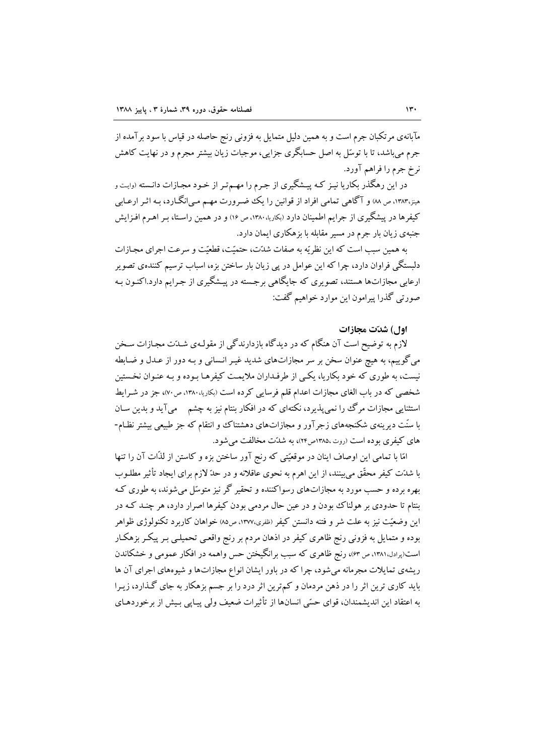مآبانه‌ی مرتکبان جرم است و به همین دلیل متمایل به فزونی رنج حاصله در قیاس با سود برآمده از جرم می‌باشد، تا با توسّل به اصل حسابگری جزایی، موجبات زیان بیشتر مجرم و در نهایت کاهش نرخ جرم را فراهم آورد.

در این رهگذر بکاریا نیز که پیشگیری از جرم را مهم‌تر از خود مجازات دانسته (وایت و هینز،۱۳۸۳، ص ۸۸) و آگاهی تمامی افراد از قوانین را یک ضرورت مهم می‌انگارد، به اثر ارعابی کیفرها در پیشگیری از جرایم اطمینان دارد (بکاریا،۱۳۸۰، ص ۱۶) و در همین راستا، بر اهرم افزایش جنبه‌ی زیان بار جرم در مسیر مقابله با بزهکاری ایمان دارد.

به همین سبب است که این نظریّه به صفات شدّت، حتمیّت، قطعیّت و سرعت اجرای مجازات دلبستگی فراوان دارد، چرا که این عوامل در پی زیان بار ساختن بزه، اسباب ترسیم کننده‌ی تصویر ارعابی مجازات‌ها هستند، تصویری که جایگاهی برجسته در پیشگیری از جرایم دارد.اکنون به صورتی گذرا پیرامون این موارد خواهیم گفت:

### اول) شدّت مجازات

لازم به توضیح است آن هنگام که در دیدگاه بازدارندگی از مقوله‌ی شدّت مجازات سخن می‌گوییم، به هیچ عنوان سخن بر سر مجازات‌های شدید غیر انسانی و به دور از عدل و ضابطه نیست، به طوری که خود بکاریا، یکی از طرفداران ملایمت کیفرها بوده و به عنوان نخستین شخصی که در باب الغای مجازات اعدام قلم فرسایی کرده است (بکاریا،۱۳۸۰، ص۷۰)، جز در شرایط استثنایی مجازات مرگ را نمی‌پذیرد، نکته‌ای که در افکار بنتام نیز به چشم می‌آید و بدین سان با سنّت دیرینه‌ی شکنجه‌های زجرآور و مجازات‌های دهشتناک و انتقام که جز طبیعی بیشتر نظام‌های کیفری بوده است (روت ،۱۳۸۵ص۲۴)، به شدّت مخالفت می‌شود.

امّا با تمامی این اوصاف اینان در موقعیّتی که رنج آور ساختن بزه و کاستن از لذّات آن را تنها با شدّت کیفر محقّق می‌بینند، از این اهرم به نحوی عاقلانه و در حدّ لازم برای ایجاد تأثیر مطلوب بهره برده و حسب مورد به مجازات‌های رسواکننده و تحقیر گر نیز متوسّل می‌شوند، به طوری که بنتام تا حدودی بر هولناک بودن و در عین حال مردمی بودن کیفرها اصرار دارد، هر چند که در این وضعیّت نیز به علت شر و فتنه دانستن کیفر (ظفری،۱۳۷۷، ص۸۵) خواهان کاربرد تکنولوژی ظواهر بوده و متمایل به فزونی رنج ظاهری کیفر در اذهان مردم بر رنج واقعی تحمیلی بر پیکر بزهکار است(پرادل،۱۳۸۱، ص ۶۳)، رنج ظاهری که سبب برانگیختن حس واهمه در افکار عمومی و خشکاندن ریشه‌ی تمایلات مجرمانه می‌شود، چرا که در باور ایشان انواع مجازات‌ها و شیوه‌های اجرای آن ها باید کاری ترین اثر را در ذهن مردمان و کم‌ترین اثر درد را بر جسم بزهکار به جای گذارد، زیرا به اعتقاد این اندیشمندان، قوای حسّی انسان‌ها از تأثیرات ضعیف ولی پیاپی بیش از برخوردهای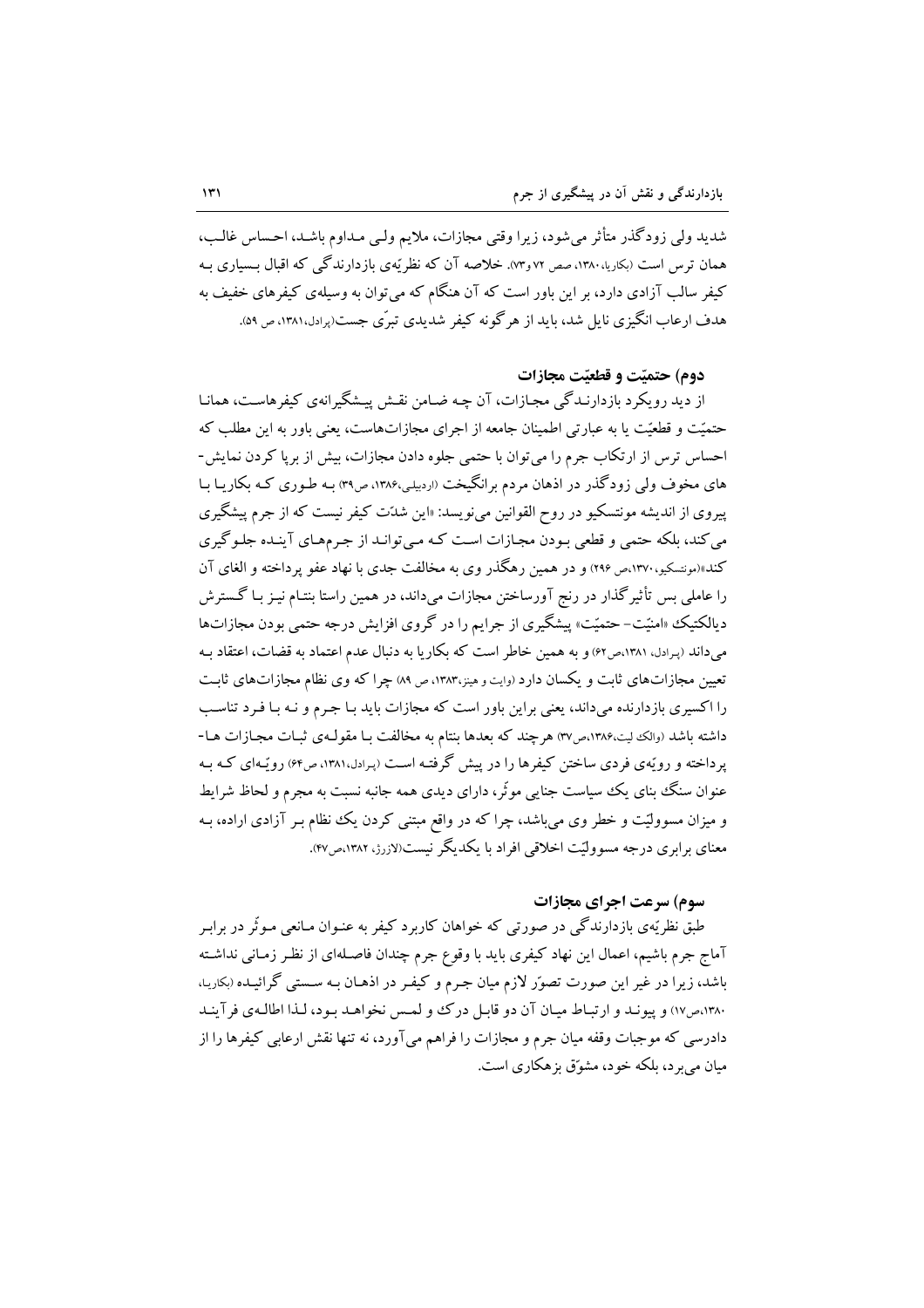شدید ولی زودگذر متأثر می‌شود، زیرا وقتی مجازات، ملایم ولی مداوم باشد، احساس غالب، همان ترس است (بکاریا، ۱۳۸۰، صص ۷۲ و۷۳). خلاصه آن که نظریّه‌ی بازدارندگی که اقبال بسیاری به کیفر سالب آزادی دارد، بر این باور است که آن هنگام که می‌توان به وسیله‌ی کیفرهای خفیف به هدف ارعاب انگیزی نایل شد، باید از هرگونه کیفر شدیدی تبرّی جست(پرادل،۱۳۸۱، ص ۵۹).

### دوم) حتمیّت و قطعیّت مجازات

از دید رویکرد بازدارندگی مجازات، آن چه ضامن نقش پیشگیرانه‌ی کیفرهاست، همانا حتمیّت و قطعیّت یا به عبارتی اطمینان جامعه از اجرای مجازات‌هاست، یعنی باور به این مطلب که احساس ترس از ارتکاب جرم را می‌توان با حتمی جلوه دادن مجازات، بیش از برپا کردن نمایش-های مخوف ولی زودگذر در اذهان مردم برانگیخت (اردبیلی،۱۳۸۶، ص۳۹) به طوری که بکاریا با پیروی از اندیشه مونتسکیو در روح القوانین می‌نویسد: «این شدّت کیفر نیست که از جرم پیشگیری می‌کند، بلکه حتمی و قطعی بودن مجازات است که می‌تواند از جرم‌های آینده جلوگیری کند»(مونتسکیو،۱۳۷۰،ص ۲۹۶) و در همین رهگذر وی به مخالفت جدی با نهاد عفو پرداخته و الغای آن را عاملی بس تأثیرگذار در رنج آورساختن مجازات می‌داند، در همین راستا بنتام نیز با گسترش دیالکتیک «امنیّت- حتمیّت» پیشگیری از جرایم را در گروی افزایش درجه حتمی بودن مجازات‌ها می‌داند (پرادل، ۱۳۸۱،ص۶۲) و به همین خاطر است که بکاریا به دنبال عدم اعتماد به قضات، اعتقاد به تعیین مجازات‌های ثابت و یکسان دارد (وایت و هینز،۱۳۸۳، ص ۸۹) چرا که وی نظام مجازات‌های ثابت را اکسیری بازدارنده می‌داند، یعنی براین باور است که مجازات باید با جرم و نه با فرد تناسب داشته باشد (والک لیت،۱۳۸۶،ص۳۷) هرچند که بعدها بنتام به مخالفت با مقوله‌ی ثبات مجازات ها-پرداخته و رویّه‌ی فردی ساختن کیفرها را در پیش گرفته است (پرادل، ۱۳۸۱، ص۶۴) رویّه‌ای که به عنوان سنگ بنای یک سیاست جنایی موثّر، دارای دیدی همه جانبه نسبت به مجرم و لحاظ شرایط و میزان مسوولیّت و خطر وی می‌باشد، چرا که در واقع مبتنی کردن یک نظام بر آزادی اراده، به معنای برابری درجه مسوولیّت اخلاقی افراد با یکدیگر نیست(لازرژ، ۱۳۸۲،ص۴۷).

### سوم) سرعت اجرای مجازات

طبق نظریّه‌ی بازدارندگی در صورتی که خواهان کاربرد کیفر به عنوان مانعی موثّر در برابر آماج جرم باشیم، اعمال این نهاد کیفری باید با وقوع جرم چندان فاصله‌ای از نظر زمانی نداشته باشد، زیرا در غیر این صورت تصوّر لازم میان جرم و کیفر در اذهان به سستی گرائیده (بکاریا، ۱۳۸۰،ص۱۷) و پیوند و ارتباط میان آن دو قابل درک و لمس نخواهد بود، لذا اطاله‌ی فرآیند دادرسی که موجبات وقفه میان جرم و مجازات را فراهم می‌آورد، نه تنها نقش ارعابی کیفرها را از میان می‌برد، بلکه خود، مشوّق بزهکاری است.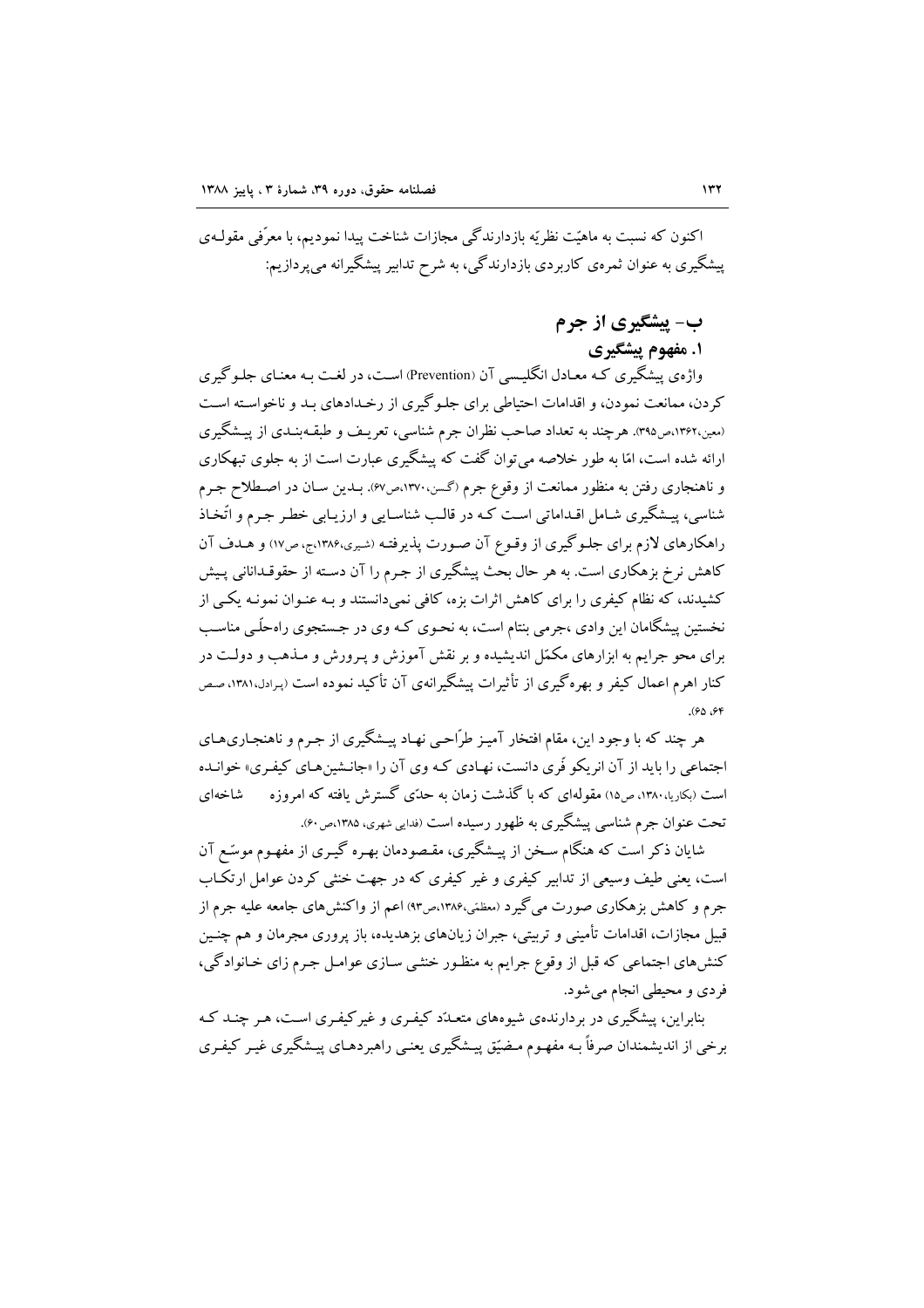اکنون که نسبت به ماهیّت نظریّه بازدارندگی مجازات شناخت پیدا نمودیم، با معرّفی مقولـه‌ی پیشگیری به عنوان ثمره‌ی کاربردی بازدارندگی، به شرح تدابیر پیشگیرانه می‌پردازیم:

## ب- پیشگیری از جرم

### ۱. مفهوم پیشگیری

واژه‌ی پیشگیری کـه معـادل انگلیـسی آن (Prevention) اسـت، در لغـت بـه معنـای جلـوگیری کردن، ممانعت نمودن، و اقدامات احتیاطی برای جلـوگیری از رخـدادهای بـد و ناخواسـته اسـت (معین،۱۳۶۲،ص۳۹۵). هرچند به تعداد صاحب نظران جرم شناسی، تعریـف و طبقـه‌بنـدی از پیـشگیری ارائه شده است، امّا به طور خلاصه می‌توان گفت که پیشگیری عبارت است از به جلوی تبهکاری و ناهنجاری رفتن به منظور ممانعت از وقوع جرم (گسن،۱۳۷۰،ص۶۷). بـدین سـان در اصـطلاح جـرم شناسی، پیـشگیری شـامل اقـداماتی اسـت کـه در قالـب شناسـایی و ارزیـابی خطـر جـرم و اتّخـاذ راهکارهای لازم برای جلـوگیری از وقـوع آن صـورت پذیرفتـه (شیری،۱۳۸۶،ج، ص۱۷) و هـدف آن کاهش نرخ بزهکاری است. به هر حال بحث پیشگیری از جرم را آن دسـته از حقوقـدانانی پـیش کشیدند، که نظام کیفری را برای کاهش اثرات بزه، کافی نمی‌دانستند و بـه عنـوان نمونـه یکـی از نخستین پیشگامان این وادی ،جرمی بنتام است، به نحـوی کـه وی در جـستجوی راه‌حلّـی مناسـب برای محو جرایم به ابزارهای مکمّل اندیشیده و بر نقش آموزش و پـرورش و مـذهب و دولـت در کنار اهرم اعمال کیفر و بهره‌گیری از تأثیرات پیشگیرانه‌ی آن تأکید نموده است (پرادل،۱۳۸۱، صص ۶۴، ۶۵).

هر چند که با وجود این، مقام افتخار آمیـز طرّاحـی نهـاد پیـشگیری از جـرم و ناهنجـاری‌هـای اجتماعی را باید از آن انریکو فَری دانست، نهـادی کـه وی آن را «جانـشین‌هـای کیفـری» خوانـده است (بکاریا،۱۳۸۰، ص۱۵) مقوله‌ای که با گذشت زمان به حدّی گسترش یافته که امروزه شاخه‌ای تحت عنوان جرم شناسی پیشگیری به ظهور رسیده است (فدایی شهری، ۱۳۸۵،ص۶۰).

شایان ذکر است که هنگام سـخن از پیـشگیری، مقـصودمان بهـره گیـری از مفهـوم موسّـع آن است، یعنی طیف وسیعی از تدابیر کیفری و غیر کیفری که در جهت خنثی کردن عوامل ارتکـاب جرم و کاهش بزهکاری صورت می‌گیرد (معظمی،۱۳۸۶،ص۹۳) اعم از واکنش‌های جامعه علیه جرم از قبیل مجازات، اقدامات تأمینی و تربیتی، جبران زیان‌های بزهدیده، باز پروری مجرمان و هم چنـین کنش‌های اجتماعی که قبل از وقوع جرایم به منظـور خنثـی سـازی عوامـل جـرم زای خـانوادگی، فردی و محیطی انجام می‌شود.

بنابراین، پیشگیری در بردارنده‌ی شیوه‌های متعـدّد کیفـری و غیرکیفـری اسـت، هـر چنـد کـه برخی از اندیشمندان صرفاً بـه مفهـوم مـضیّق پیـشگیری یعنـی راهبردهـای پیـشگیری غیـر کیفـری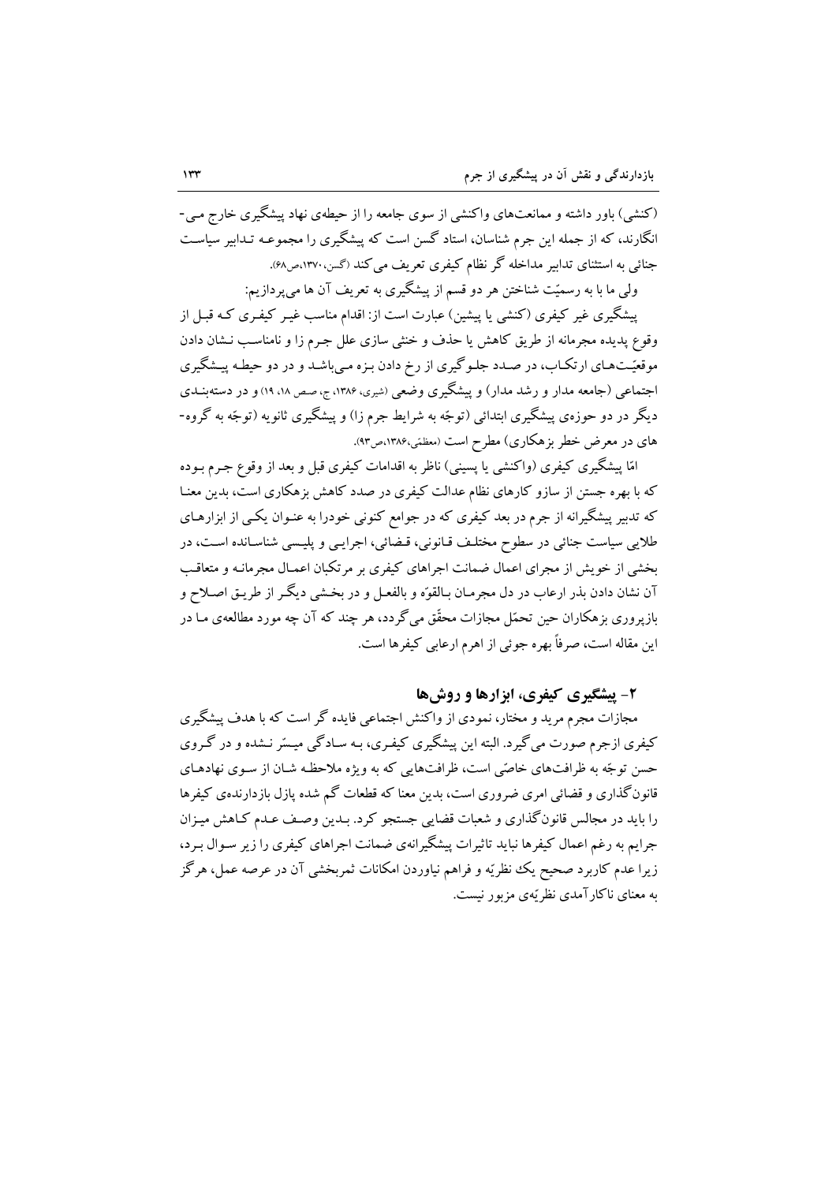(کنشی) باور داشته و ممانعت‌های واکنشی از سوی جامعه را از حیطه‌ی نهاد پیشگیری خارج می‌انگارند، که از جمله این جرم شناسان، استاد گسن است که پیشگیری را مجموعه تدابیر سیاست جنائی به استثنای تدابیر مداخله گر نظام کیفری تعریف می‌کند (گسن،۱۳۷۰،ص۶۸).

ولی ما با به رسمیّت شناختن هر دو قسم از پیشگیری به تعریف آن ها می‌پردازیم:

پیشگیری غیر کیفری (کنشی یا پیشین) عبارت است از: اقدام مناسب غیر کیفری که قبل از وقوع پدیده مجرمانه از طریق کاهش یا حذف و خنثی سازی علل جرم زا و نامناسب نشان دادن موقعیّت‌های ارتکاب، در صدد جلوگیری از رخ دادن بزه می‌باشد و در دو حیطه پیشگیری اجتماعی (جامعه مدار و رشد مدار) و پیشگیری وضعی (شیری، ۱۳۸۶، ج، صص ۱۸، ۱۹) و در دسته‌بندی دیگر در دو حوزه‌ی پیشگیری ابتدائی (توجّه به شرایط جرم زا) و پیشگیری ثانویه (توجّه به گروه‌های در معرض خطر بزهکاری) مطرح است (معظمّی،۱۳۸۶،ص۹۳).

امّا پیشگیری کیفری (واکنشی یا پسینی) ناظر به اقدامات کیفری قبل و بعد از وقوع جرم بوده که با بهره جستن از سازو کارهای نظام عدالت کیفری در صدد کاهش بزهکاری است، بدین معنا که تدبیر پیشگیرانه از جرم در بعد کیفری که در جوامع کنونی خودرا به عنوان یکی از ابزارهای طلایی سیاست جنائی در سطوح مختلف قانونی، قضائی، اجرایی و پلیسی شناسانده است، در بخشی از خویش از مجرای اعمال ضمانت اجراهای کیفری بر مرتکبان اعمال مجرمانه و متعاقب آن نشان دادن بذر ارعاب در دل مجرمان بالقوّه و بالفعل و در بخشی دیگر از طریق اصلاح و بازپروری بزهکاران حین تحمّل مجازات محقّق می‌گردد، هر چند که آن چه مورد مطالعه‌ی ما در این مقاله است، صرفاً بهره جوئی از اهرم ارعابی کیفرها است.

## ۲- پیشگیری کیفری، ابزارها و روش‌ها

مجازات مجرم مرید و مختار، نمودی از واکنش اجتماعی فایده گر است که با هدف پیشگیری کیفری ازجرم صورت می‌گیرد. البته این پیشگیری کیفری، به سادگی میسّر نشده و در گروی حسن توجّه به ظرافت‌های خاصّی است، ظرافت‌هایی که به ویژه ملاحظه شان از سوی نهادهای قانون‌گذاری و قضائی امری ضروری است، بدین معنا که قطعات گم شده پازل بازدارنده‌ی کیفرها را باید در مجالس قانون‌گذاری و شعبات قضایی جستجو کرد. بدین وصف عدم کاهش میزان جرایم به رغم اعمال کیفرها نباید تاثیرات پیشگیرانه‌ی ضمانت اجراهای کیفری را زیر سوال برد، زیرا عدم کاربرد صحیح یک نظریّه و فراهم نیاوردن امکانات ثمربخشی آن در عرصه عمل، هرگز به معنای ناکارآمدی نظریّه‌ی مزبور نیست.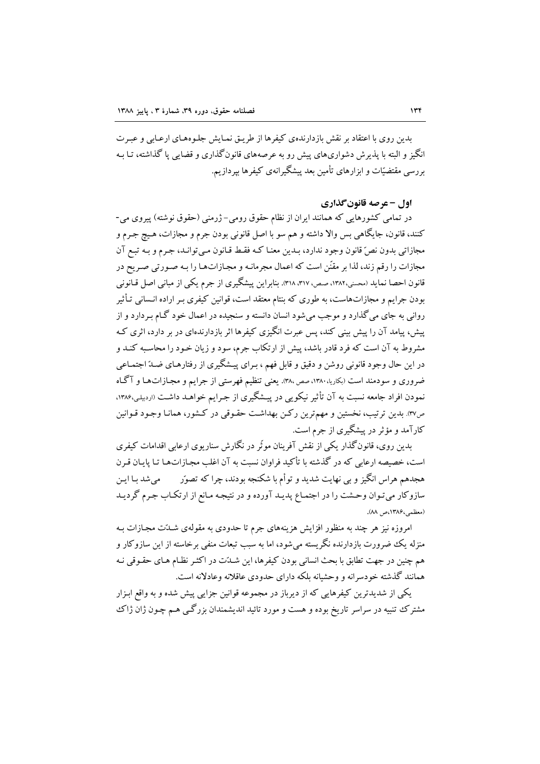بدین روی با اعتقاد بر نقش بازدارنده‌ی کیفرها از طریق نمایش جلوه‌های ارعابی و عبرت انگیز و البته با پذیرش دشواری‌های پیش رو به عرصه‌های قانون‌گذاری و قضایی پا گذاشته، تا به بررسی مقتضیّات و ابزارهای تأمین بعد پیشگیرانه‌ی کیفرها بپردازیم.

### اول – عرصه قانون‌گذاری

در تمامی کشورهایی که همانند ایران از نظام حقوق رومی- ژرمنی (حقوق نوشته) پیروی می‌کنند، قانون، جایگاهی بس والا داشته و هم سو با اصل قانونی بودن جرم و مجازات، هیچ جرم و مجازاتی بدون نصّ قانون وجود ندارد، بدین معنا که فقط قانون می‌تواند، جرم و به تبع آن مجازات را رقم زند، لذا بر مقنّن است که اعمال مجرمانه و مجازات‌ها را به صورتی صریح در قانون احصا نماید (محسنی،۱۳۸۲، صص، ۳۱۷، ۳۱۸). بنابراین پیشگیری از جرم یکی از مبانی اصل قانونی بودن جرایم و مجازات‌هاست، به طوری که بنتام معتقد است، قوانین کیفری بر اراده انسانی تأثیر روانی به جای می‌گذارد و موجب می‌شود انسان دانسته و سنجیده در اعمال خود گام بردارد و از پیش، پیامد آن را پیش بینی کند، پس عبرت انگیزی کیفرها اثر بازدارنده‌ای در بر دارد، اثری که مشروط به آن است که فرد قادر باشد، پیش از ارتکاب جرم، سود و زیان خود را محاسبه کند و در این حال وجود قانونی روشن و دقیق و قابل فهم ، برای پیشگیری از رفتارهای ضدّ اجتماعی ضروری و سودمند است (بکاریا،۱۳۸۰، صص ،۳۸). یعنی تنظیم فهرستی از جرایم و مجازات‌ها و آگاه نمودن افراد جامعه نسبت به آن تأثیر نیکویی در پیشگیری از جرایم خواهد داشت (اردبیلی،۱۳۸۶، ص۳۷). بدین ترتیب، نخستین و مهم‌ترین رکن بهداشت حقوقی در کشور، همانا وجود قوانین کارآمد و مؤثر در پیشگیری از جرم است.

بدین روی، قانون‌گذار یکی از نقش آفرینان موثّر در نگارش سناریوی ارعابی اقدامات کیفری است، خصیصه ارعابی که در گذشته با تأکید فراوان نسبت به آن اغلب مجازات‌ها تا پایان قرن هجدهم هراس انگیز و بی نهایت شدید و توأم با شکنجه بودند، چرا که تصوّر می‌شد با این سازوکار می‌توان وحشت را در اجتماع پدید آورده و در نتیجه مانع از ارتکاب جرم گردید (معظمی،۱۳۸۶،ص ۸۸).

امروزه نیز هر چند به منظور افزایش هزینه‌های جرم تا حدودی به مقوله‌ی شدّت مجازات به منزله یک ضرورت بازدارنده نگریسته می‌شود، اما به سبب تبعات منفی برخاسته از این سازوکار و هم چنین در جهت تطابق با بحث انسانی بودن کیفرها، این شدّت در اکثر نظام های حقوقی نه همانند گذشته خودسرانه و وحشیانه بلکه دارای حدودی عاقلانه وعادلانه است.

یکی از شدیدترین کیفرهایی که از دیرباز در مجموعه قوانین جزایی پیش شده و به واقع ابزار مشترک تنبیه در سراسر تاریخ بوده و هست و مورد تائید اندیشمندان بزرگی هم چون ژان ژاک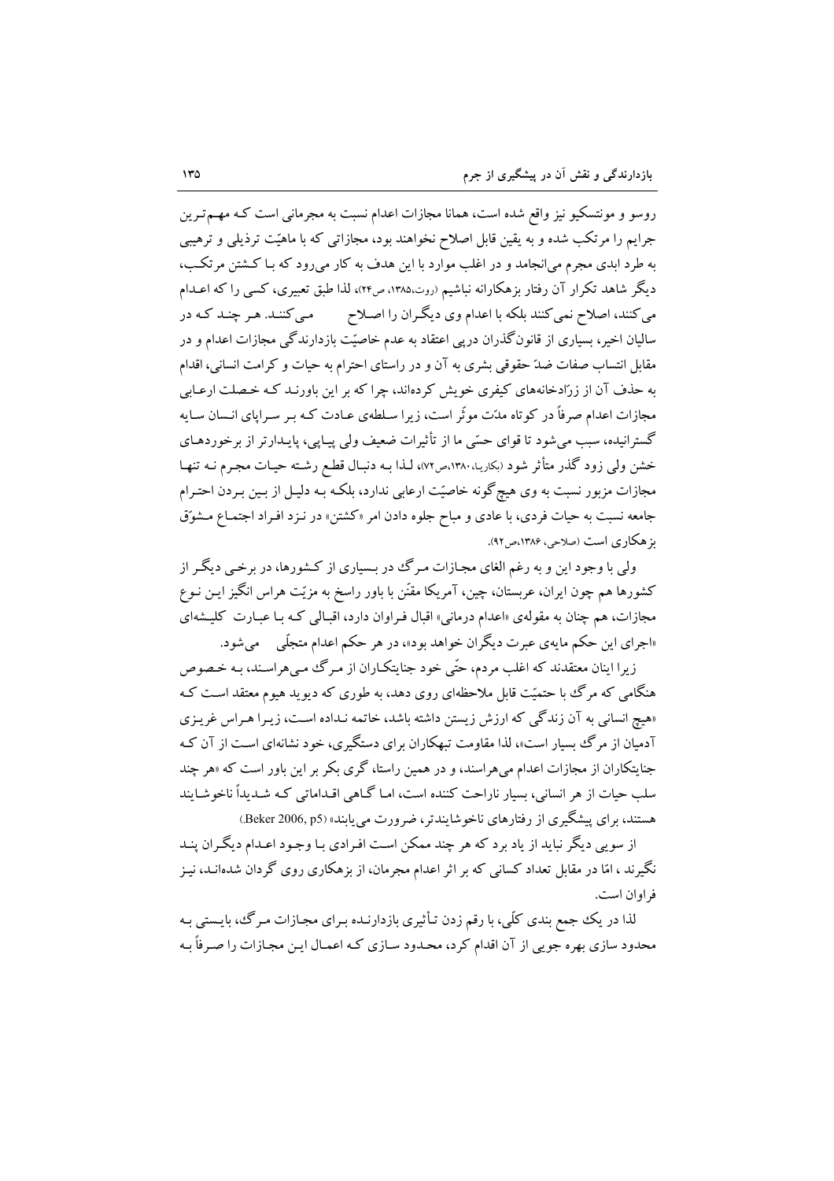روسو و مونتسکیو نیز واقع شده است، همانا مجازات اعدام نسبت به مجرمانی است کـه مهـم‌تـرین جرایم را مرتکب شده و به یقین قابل اصلاح نخواهند بود، مجازاتی که با ماهیّت ترذیلی و ترهیبی به طرد ابدی مجرم می‌انجامد و در اغلب موارد با این هدف به کار می‌رود که بـا کـشتن مرتکـب، دیگر شاهد تکرار آن رفتار بزهکارانه نباشیم (روت،۱۳۸۵، ص۲۴)، لذا طبق تعبیری، کسی را که اعـدام می‌کنند، اصلاح نمی‌کنند بلکه با اعدام وی دیگـران را اصـلاح مـی‌کننـد. هـر چنـد کـه در سالیان اخیر، بسیاری از قانون‌گذران درپی اعتقاد به عدم خاصیّت بازدارندگی مجازات اعدام و در مقابل انتساب صفات ضدّ حقوقی بشری به آن و در راستای احترام به حیات و کرامت انسانی، اقدام به حذف آن از زرّادخانه‌های کیفری خویش کرده‌اند، چرا که بر این باورنـد کـه خـصلت ارعـابی مجازات اعدام صرفاً در کوتاه مدّت موثّر است، زیرا سـلطه‌ی عـادت کـه بـر سـراپای انـسان سـایه گسترانیده، سبب می‌شود تا قوای حسّی ما از تأثیرات ضعیف ولی پیـاپی، پایـدارتر از برخوردهـای خشن ولی زود گذر متأثر شود (بکاریا،۱۳۸۰،ص۷۲)، لـذا بـه دنبـال قطـع رشـته حیـات مجـرم نـه تنهـا مجازات مزبور نسبت به وی هیچ‌گونه خاصیّت ارعابی ندارد، بلکـه بـه دلیـل از بـین بـردن احتـرام جامعه نسبت به حیات فردی، با عادی و مباح جلوه دادن امر «کشتن» در نـزد افـراد اجتمـاع مـشوّق بزهکاری است (صلاحی، ۱۳۸۶،ص۹۲).

ولی با وجود این و به رغم الغای مجـازات مـرگ در بـسیاری از کـشورها، در برخـی دیگـر از کشورها هم چون ایران، عربستان، چین، آمریکا مقنّن با باور راسخ به مزیّت هراس انگیز ایـن نـوع مجازات، هم چنان به مقوله‌ی «اعدام درمانی» اقبال فـراوان دارد، اقبـالی کـه بـا عبـارت کلیـشه‌ای «اجرای این حکم مایه‌ی عبرت دیگران خواهد بود»، در هر حکم اعدام متجلّی می‌شود.

زیرا اینان معتقدند که اغلب مردم، حتّی خود جنایتکـاران از مـرگ مـی‌هراسـند، بـه خـصوص هنگامی که مرگ با حتمیّت قابل ملاحظه‌ای روی دهد، به طوری که دیوید هیوم معتقد اسـت کـه «هیچ انسانی به آن زندگی که ارزش زیستن داشته باشد، خاتمه نـداده اسـت، زیـرا هـراس غریـزی آدمیان از مرگ بسیار است»، لذا مقاومت تبهکاران برای دستگیری، خود نشانه‌ای اسـت از آن کـه جنایتکاران از مجازات اعدام می‌هراسند، و در همین راستا، گری بکر بر این باور است که «هر چند سلب حیات از هر انسانی، بسیار ناراحت کننده است، امـا گـاهی اقـداماتی کـه شـدیداً ناخوشـایند هستند، برای پیشگیری از رفتارهای ناخوشایندتر، ضرورت می‌یابند» (Beker 2006, p5).

از سویی دیگر نباید از یاد برد که هر چند ممکن اسـت افـرادی بـا وجـود اعـدام دیگـران پنـد نگیرند ، امّا در مقابل تعداد کسانی که بر اثر اعدام مجرمان، از بزهکاری روی گردان شده‌انـد، نیـز فراوان است.

لذا در یک جمع بندی کلّی، با رقم زدن تـأثیری بازدارنـده بـرای مجـازات مـرگ، بایـستی بـه محدود سازی بهره جویی از آن اقدام کرد، محـدود سـازی کـه اعمـال ایـن مجـازات را صـرفاً بـه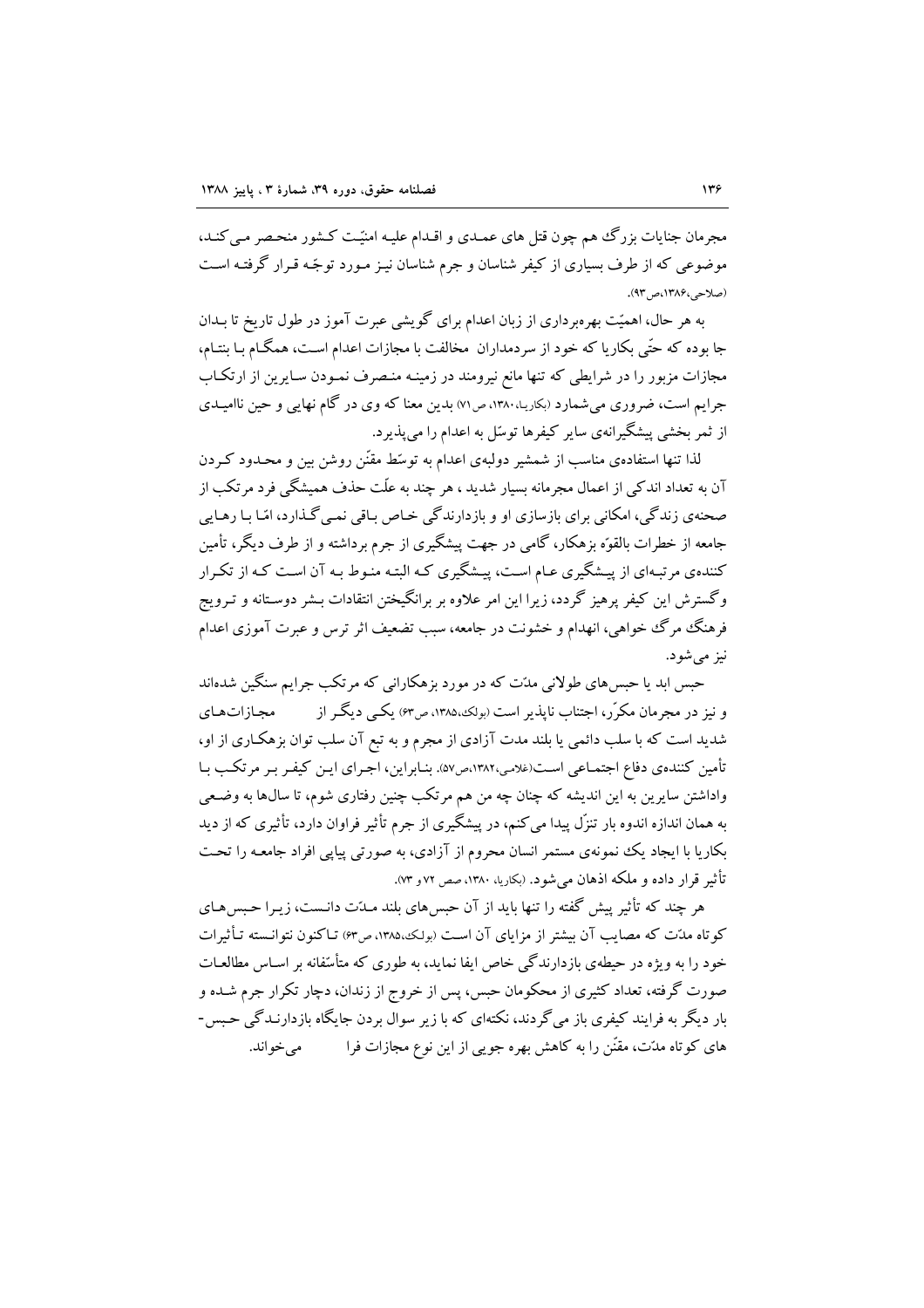مجرمان جنایات بزرگ هم چون قتل های عمـدی و اقـدام علیـه امنیّـت کـشور منحـصر مـی کنـد، موضوعی که از طرف بسیاری از کیفر شناسان و جرم شناسان نیـز مـورد توجّـه قـرار گرفتـه اسـت (صلاحی،۱۳۸۶،ص۹۳).

به هر حال، اهمیّت بهره‌برداری از زبان اعدام برای گویشی عبرت آموز در طول تاریخ تا بـدان جا بوده که حتّی بکاریا که خود از سردمداران مخالفت با مجازات اعدام اسـت، همگـام بـا بنتـام، مجازات مزبور را در شرایطی که تنها مانع نیرومند در زمینـه منـصرف نمـودن سـایرین از ارتکـاب جرایم است، ضروری می‌شمارد (بکاریا، ۱۳۸۰، ص۷۱) بدین معنا که وی در گام نهایی و حین ناامیـدی از ثمر بخشی پیشگیرانه‌ی سایر کیفرها توسّل به اعدام را می‌پذیرد.

لذا تنها استفاده‌ی مناسب از شمشیر دولبه‌ی اعدام به توسّط مقنّن روشن بین و محـدود کـردن آن به تعداد اندکی از اعمال مجرمانه بسیار شدید ، هر چند به علّت حذف همیشگی فرد مرتکب از صحنه‌ی زندگی، امکانی برای بازسازی او و بازدارندگی خـاص بـاقی نمـی‌گـذارد، امّـا بـا رهـایی جامعه از خطرات بالقوّه بزهکار، گامی در جهت پیشگیری از جرم برداشته و از طرف دیگر، تأمین کننده‌ی مرتبـه‌ای از پیـشگیری عـام اسـت، پیـشگیری کـه البتـه منـوط بـه آن اسـت کـه از تکـرار وگسترش این کیفر پرهیز گردد، زیرا این امر علاوه بر برانگیختن انتقادات بـشر دوسـتانه و تـرویج فرهنگ مرگ خواهی، انهدام و خشونت در جامعه، سبب تضعیف اثر ترس و عبرت آموزی اعدام نیز می‌شود.

حبس ابد یا حبس‌های طولانی مدّت که در مورد بزهکارانی که مرتکب جرایم سنگین شده‌اند و نیز در مجرمان مکرّر، اجتناب ناپذیر است (بولک،۱۳۸۵، ص۶۳) یکـی دیگـر از مجـازات‌هـای شدید است که با سلب دائمی یا بلند مدت آزادی از مجرم و به تبع آن سلب توان بزهکـاری از او، تأمین کننده‌ی دفاع اجتمـاعی اسـت(غلامی،۱۳۸۲،ص۵۷). بنـابراین، اجـرای ایـن کیفـر بـر مرتکـب بـا واداشتن سایرین به این اندیشه که چنان چه من هم مرتکب چنین رفتاری شوم، تا سال‌ها به وضـعی به همان اندازه اندوه بار تنزّل پیدا می‌کنم، در پیشگیری از جرم تأثیر فراوان دارد، تأثیری که از دید بکاریا با ایجاد یک نمونه‌ی مستمر انسان محروم از آزادی، به صورتی پیاپی افراد جامعـه را تحـت تأثیر قرار داده و ملکه اذهان می‌شود. (بکاریا، ۱۳۸۰، صص ۷۲ و ۷۳).

هر چند که تأثیر پیش گفته را تنها باید از آن حبس‌های بلند مـدّت دانـست، زیـرا حـبس‌هـای کوتاه مدّت که مصایب آن بیشتر از مزایای آن اسـت (بولک،۱۳۸۵، ص۶۳) تـاکنون نتوانـسته تـأثیرات خود را به ویژه در حیطه‌ی بازدارندگی خاص ایفا نماید، به طوری که متأسّفانه بر اسـاس مطالعـات صورت گرفته، تعداد کثیری از محکومان حبس، پس از خروج از زندان، دچار تکرار جرم شـده و بار دیگر به فرایند کیفری باز می‌گردند، نکته‌ای که با زیر سوال بردن جایگاه بازدارنـدگی حـبس-های کوتاه مدّت، مقنّن را به کاهش بهره جویی از این نوع مجازات فرا می‌خواند.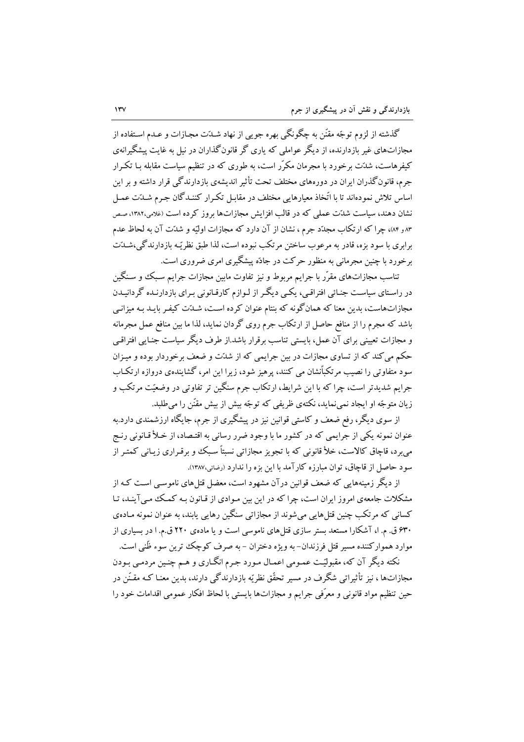گذشته از لزوم توجّه مقنّن به چگونگی بهره جویی از نهاد شـدّت مجـازات و عـدم اسـتفاده از مجازات‌های غیر بازدارنده، از دیگر عواملی که یاری گر قانون‌گذاران در نیل به غایت پیشگیرانه‌ی کیفرهاست، شدّت برخورد با مجرمان مکرّر است، به طوری که در تنظیم سیاست مقابله بـا تکـرار جرم، قانون‌گذران ایران در دوره‌های مختلف تحت تأثیر اندیشه‌ی بازدارندگی قرار داشته و بر این اساس تلاش نموده‌اند تا با اتّخاذ معیارهایی مختلف در مقابـل تکـرار کننـدگان جـرم شـدّت عمـل نشان دهند، سیاست شدّت عملی که در قالب افزایش مجازات‌ها بروز کرده است (غلامی،۱۳۸۲، صص ۸۳ و ۸۴)، چرا که ارتکاب مجدّد جرم ، نشان از آن دارد که مجازات اولیّه و شدّت آن به لحاظ عدم برابری با سود بزه، قادر به مرعوب ساختن مرتکب نبوده است، لذا طبق نظریّـه بازدارندگی،شـدّت برخورد با چنین مجرمانی به منظور حرکت در جادّه پیشگیری امری ضروری است.

تناسب مجازات‌های مقرّر با جرایم مربوط و نیز تفاوت مابین مجازات جرایم سـبک و سـنگین در راسـتای سیاسـت جنـائی افتراقـی، یکـی دیگـر از لـوازم کارقـانونی بـرای بازدارنـده گردانیـدن مجازات‌هاست، بدین معنا که همان‌گونه که بنتام عنوان کرده اسـت، شـدّت کیفـر بایـد بـه میزانـی باشد که مجرم را از منافع حاصل از ارتکاب جرم روی گردان نماید، لذا ما بین منافع عمل مجرمانه و مجازات تعیینی برای آن عمل، بایستی تناسب برقرار باشد.از طرف دیگر سیاست جنـایی افتراقـی حکم می‌کند که از تساوی مجازات در بین جرایمی که از شدّت و ضعف برخوردار بوده و میـزان سود متفاوتی را نصیب مرتکبانشان می کنند، پرهیز شود، زیرا این امر، گشاینده‌ی دروازه ارتکـاب جرایم شدیدتر است، چرا که با این شرایط، ارتکاب جرم سنگین تر تفاوتی در وضعیّت مرتکب و زیان متوجّه او ایجاد نمی‌نماید، نکته‌ی ظریفی که توجّه بیش از بیش مقنّن را می‌طلبد.

از سوی دیگر، رفع ضعف و کاستی قوانین نیز در پیشگیری از جرم، جایگاه ارزشمندی دارد.به عنوان نمونه یکی از جرایمی که در کشور ما با وجود ضرر رسانی به اقتصاد، از خـلأ قـانونی رنـج می‌برد، قاچاق کالاست، خلأ قانونی که با تجویز مجازاتی نسبتاً سـبک و برقـراری زیـانی کمتـر از سود حاصل از قاچاق، توان مبارزه کارآمد با این بزه را ندارد (رضائی،۱۳۸۷).

از دیگر زمینه‌هایی که ضعف قوانین درآن مشهود است، معضل قتل‌های ناموسـی اسـت کـه از مشکلات جامعه‌ی امروز ایران است، چرا که در این بین مـوادی از قـانون بـه کمـک مـی‌آینـد، تـا کسانی که مرتکب چنین قتل‌هایی می‌شوند از مجازاتی سنگین رهایی یابند، به عنوان نمونه مـاده‌ی ۶۳۰ ق. م. ا، آشکارا مستعد بستر سازی قتل‌های ناموسی است و یا ماده‌ی ۲۲۰ ق.م. ا در بسیاری از موارد هموارکننده مسیر قتل فرزندان- به ویژه دختران - به صرف کوچک ترین سوء ظّنی است.

نکته دیگر آن که، مقبولیّـت عمـومی اعمـال مـورد جـرم انگـاری و هـم چنـین مردمـی بـودن مجازات‌ها ، نیز تأثیراتی شگرف در مسیر تحقّق نظریّه بازدارندگی دارند، بدین معنا کـه مقـنّن در حین تنظیم مواد قانونی و معرّفی جرایم و مجازات‌ها بایستی با لحاظ افکار عمومی اقدامات خود را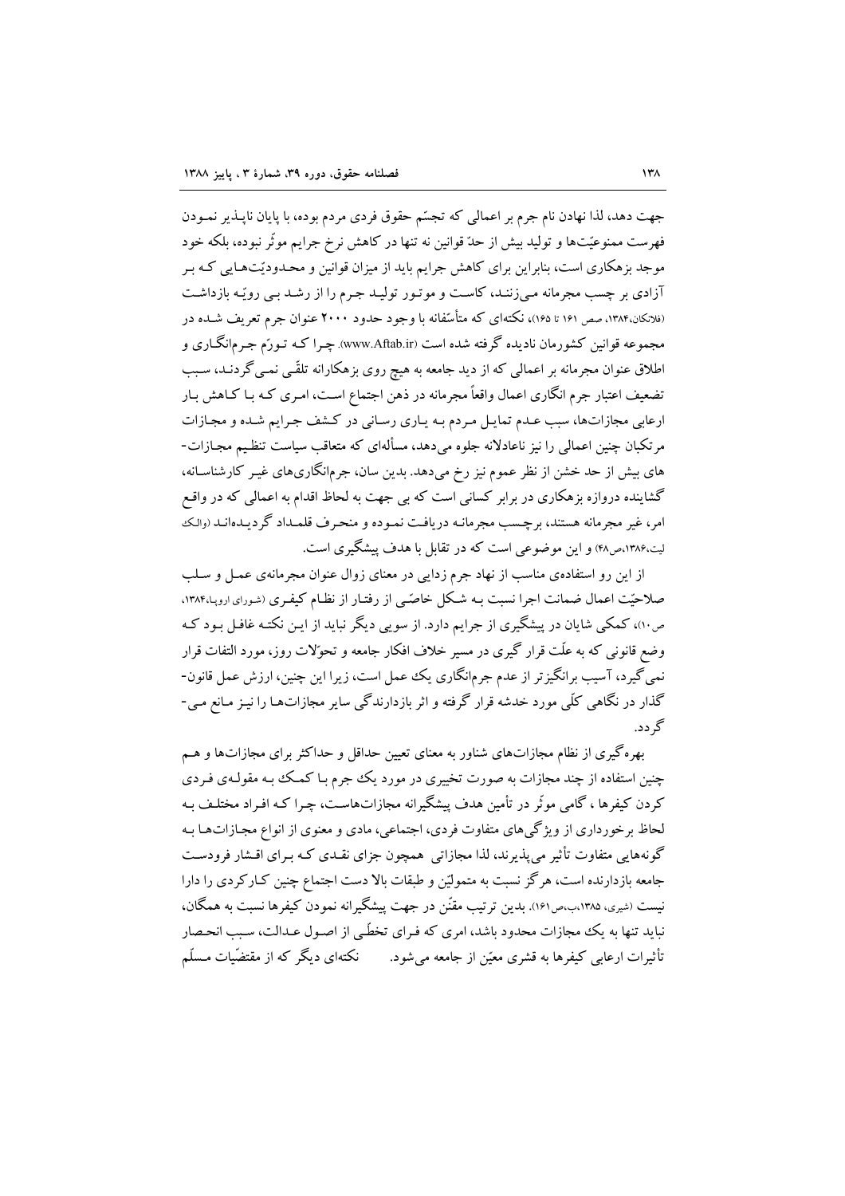جهت دهد، لذا نهادن نام جرم بر اعمالی که تجسّم حقوق فردی مردم بوده، با پایان ناپـذیر نمـودن فهرست ممنوعیّت‌ها و تولید بیش از حدّ قوانین نه تنها در کاهش نرخ جرایم موثّر نبوده، بلکه خود موجد بزهکاری است، بنابراین برای کاهش جرایم باید از میزان قوانین و محـدودیّت‌هـایی کـه بـر آزادی بر چسب مجرمانه مـی‌زننـد، کاسـت و موتـور تولیـد جـرم را از رشـد بـی رویّـه بازداشـت (فلانکان،۱۳۸۴، صص ۱۶۱ تا ۱۶۵)، نکته‌ای که متأسّفانه با وجود حدود ۲۰۰۰ عنوان جرم تعریف شـده در مجموعه قوانین کشورمان نادیده گرفته شده است (www.Aftab.ir). چـرا کـه تـورّم جـرم‌انگـاری و اطلاق عنوان مجرمانه بر اعمالی که از دید جامعه به هیچ روی بزهکارانه تلقّـی نمـی‌گردنـد، سـبب تضعیف اعتبار جرم انگاری اعمال واقعاً مجرمانه در ذهن اجتماع اسـت، امـری کـه بـا کـاهش بـار ارعابی مجازات‌ها، سبب عـدم تمایـل مـردم بـه یـاری رسـانی در کـشف جـرایم شـده و مجـازات مرتکبان چنین اعمالی را نیز ناعادلانه جلوه می‌دهد، مسأله‌ای که متعاقب سیاست تنظیم مجـازات- های بیش از حد خشن از نظر عموم نیز رخ می‌دهد. بدین سان، جرم‌انگاری‌های غیـر کارشناسـانه، گشاینده دروازه بزهکاری در برابر کسانی است که بی جهت به لحاظ اقدام به اعمالی که در واقـع امر، غیر مجرمانه هستند، برچـسب مجرمانـه دریافـت نمـوده و منحـرف قلمـداد گردیـده‌انـد (والک لیت،۱۳۸۶،ص۴۸) و این موضوعی است که در تقابل با هدف پیشگیری است.

از این رو استفاده‌ی مناسب از نهاد جرم زدایی در معنای زوال عنوان مجرمانه‌ی عمـل و سـلب صلاحیّت اعمال ضمانت اجرا نسبت بـه شـکل خاصّـی از رفتـار از نظـام کیفـری (شورای اروپا،۱۳۸۴، ص۱۰)، کمکی شایان در پیشگیری از جرایم دارد. از سویی دیگر نباید از ایـن نکتـه غافـل بـود کـه وضع قانونی که به علّت قرار گیری در مسیر خلاف افکار جامعه و تحوّلات روز، مورد التفات قرار نمی‌گیرد، آسیب برانگیزتر از عدم جرم‌انگاری یک عمل است، زیرا این چنین، ارزش عمل قانون- گذار در نگاهی کلّی مورد خدشه قرار گرفته و اثر بازدارندگی سایر مجازات‌هـا را نیـز مـانع مـی- گردد.

بهره‌گیری از نظام مجازات‌های شناور به معنای تعیین حداقل و حداکثر برای مجازات‌ها و هـم چنین استفاده از چند مجازات به صورت تخییری در مورد یک جرم بـا کمـک بـه مقولـه‌ی فـردی کردن کیفرها ، گامی موثّر در تأمین هدف پیشگیرانه مجازات‌هاسـت، چـرا کـه افـراد مختلـف بـه لحاظ برخورداری از ویژگی‌های متفاوت فردی، اجتماعی، مادی و معنوی از انواع مجـازات‌هـا بـه گونه‌هایی متفاوت تأثیر می‌پذیرند، لذا مجازاتی همچون جزای نقـدی کـه بـرای اقـشار فرودسـت جامعه بازدارنده است، هرگز نسبت به متمولیّن و طبقات بالا دست اجتماع چنین کـارکردی را دارا نیست (شیری، ۱۳۸۵،ب،ص۱۶۱). بدین ترتیب مقنّن در جهت پیشگیرانه نمودن کیفرها نسبت به همگان، نباید تنها به یک مجازات محدود باشد، امری که فـرای تخطّـی از اصـول عـدالت، سـبب انحـصار تأثیرات ارعابی کیفرها به قشری معیّن از جامعه می‌شود. نکته‌ای دیگر که از مقتضّیات مـسلّم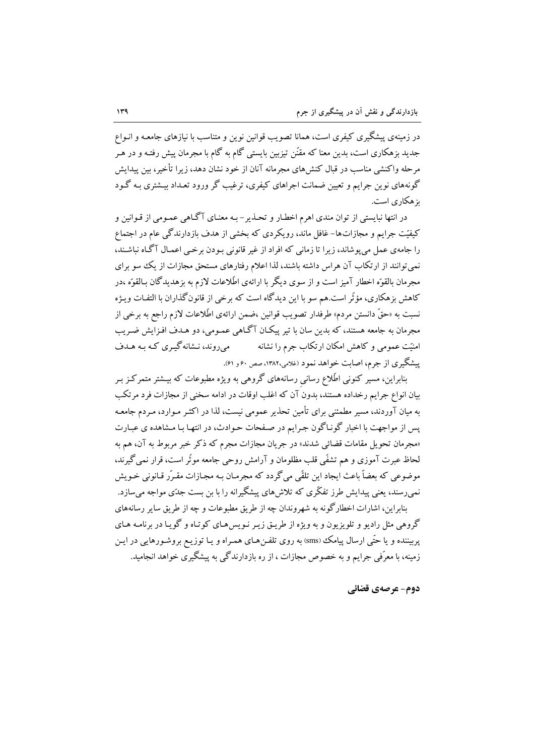در زمینه‌ی پیشگیری کیفری است، همانا تصویب قوانین نوین و متناسب با نیازهای جامعه و انواع جدید بزهکاری است، بدین معنا که مقنّن تیزبین بایستی گام به گام با مجرمان پیش رفته و در هر مرحله واکنشی مناسب در قبال کنش‌های مجرمانه آنان از خود نشان دهد، زیرا تأخیر، بین پیدایش گونه‌های نوین جرایم و تعیین ضمانت اجراهای کیفری، ترغیب گر ورود تعداد بیشتری به گود بزهکاری است.

در انتها نبایستی از توان مندی اهرم اخطار و تحذیر- به معنای آگاهی عمومی از قوانین و کیفیّت جرایم و مجازات‌ها- غافل ماند، رویکردی که بخشی از هدف بازدارندگی عام در اجتماع را جامه‌ی عمل می‌پوشاند، زیرا تا زمانی که افراد از غیر قانونی بودن برخی اعمال آگاه نباشند، نمی‌توانند از ارتکاب آن هراس داشته باشند، لذا اعلام رفتارهای مستحق مجازات از یک سو برای مجرمان بالقوّه اخطار آمیز است و از سوی دیگر با ارائه‌ی اطّلاعات لازم به بزهدیدگان بالقوّه ،در کاهش بزهکاری، مؤثّر است.هم سو با این دیدگاه است که برخی از قانون‌گذاران با التفات ویژه نسبت به «حقّ دانستن مردم» طرفدار تصویب قوانین ،ضمن ارائه‌ی اطّلاعات لازم راجع به برخی از مجرمان به جامعه هستند، که بدین سان با تیر پیکان آگاهی عمومی، دو هدف افزایش ضریب امنیّت عمومی و کاهش امکان ارتکاب جرم را نشانه می‌روند، نشانه‌گیری که به هدف پیشگیری از جرم، اصابت خواهد نمود (غلامی،۱۳۸۲، صص ۶۰ و ۶۱).

بنابراین، مسیر کنونی اطّلاع رسانی رسانه‌های گروهی به ویژه مطبوعات که بیشتر متمرکز بر بیان انواع جرایم رخداده هستند، بدون آن که اغلب اوقات در ادامه سخنی از مجازات فرد مرتکب به میان آورند، مسیر مطمئنی برای تأمین تحذیر عمومی نیست، لذا در اکثر موارد، مردم جامعه پس از مواجهت با اخبار گوناگون جرایم در صفحات حوادث، در انتها با مشاهده ی عبارت «مجرمان تحویل مقامات قضائی شدند» در جریان مجازات مجرم که ذکر خبر مربوط به آن، هم به لحاظ عبرت آموزی و هم تشفّی قلب مظلومان و آرامش روحی جامعه موثّر است، قرار نمی‌گیرند، موضوعی که بعضاً باعث ایجاد این تلقّی می‌گردد که مجرمان به مجازات مقرّر قانونی خویش نمی‌رسند، یعنی پیدایش طرز تفکّری که تلاش‌های پیشگیرانه را با بن بست جدّی مواجه می‌سازد.

بنابراین، اشارات اخطارگونه به شهروندان چه از طریق مطبوعات و چه از طریق سایر رسانه‌های گروهی مثل رادیو و تلویزیون و به ویژه از طریق زیر نویس‌های کوتاه و گویا در برنامه های پربیننده و یا حتّی ارسال پیامک (sms) به روی تلفن‌های همراه و یا توزیع بروشورهایی در این زمینه، با معرّفی جرایم و به خصوص مجازات ، از ره بازدارندگی به پیشگیری خواهد انجامید.

## دوم- عرصه‌ی قضائی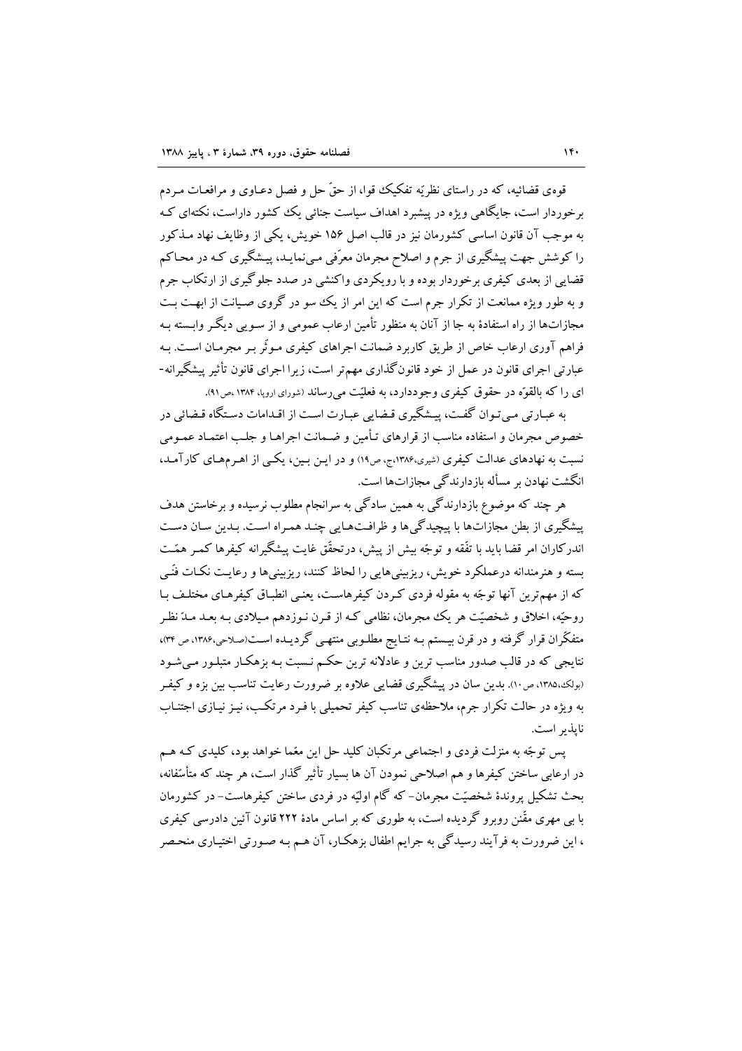قوه‌ی قضائیه، که در راستای نظریّه تفکیک قوا، از حقّ حل و فصل دعـاوی و مرافعـات مـردم برخوردار است، جایگاهی ویژه در پیشبرد اهداف سیاست جنائی یک کشور داراست، نکته‌ای کـه به موجب آن قانون اساسی کشورمان نیز در قالب اصل ۱۵۶ خویش، یکی از وظایف نهاد مـذکور را کوشش جهت پیشگیری از جرم و اصلاح مجرمان معرّفی مـی‌نمایـد، پیـشگیری کـه در محـاکم قضایی از بعدی کیفری برخوردار بوده و با رویکردی واکنشی در صدد جلوگیری از ارتکاب جرم و به طور ویژه ممانعت از تکرار جرم است که این امر از یک سو در گروی صیانت از ابهـت بـت مجازات‌ها از راه استفادهٔ به جا از آنان به منظور تأمین ارعاب عمومی و از سـویی دیگـر وابسته بـه فراهم آوری ارعاب خاص از طریق کاربرد ضمانت اجراهای کیفری مـوثّر بـر مجرمـان اسـت. بـه عبارتی اجرای قانون در عمل از خود قانون‌گذاری مهم‌تر است، زیرا اجرای قانون تأثیر پیشگیرانه-ای را که بالقوّه در حقوق کیفری وجوددارد، به فعلیّت می‌رساند (شورای اروپا، ۱۳۸۴ ،ص۹۱).

به عبـارتی مـی‌تـوان گفـت، پیـشگیری قـضایی عبـارت اسـت از اقـدامات دسـتگاه قـضائی در خصوص مجرمان و استفاده مناسب از قرارهای تـأمین و ضـمانت اجراهـا و جلـب اعتمـاد عمـومی نسبت به نهادهای عدالت کیفری (شیری،۱۳۸۶،ج، ص۱۹) و در ایـن بـین، یکـی از اهـرم‌هـای کارآمـد، انگشت نهادن بر مسأله بازدارندگی مجازات‌ها است.

هر چند که موضوع بازدارندگی به همین سادگی به سرانجام مطلوب نرسیده و برخاستن هدف پیشگیری از بطن مجازات‌ها با پیچیدگی‌ها و ظرافـت‌هـایی چنـد همـراه اسـت. بـدین سـان دسـت اندرکاران امر قضا باید با تفّقه و توجّه بیش از پیش، درتحقّق غایت پیشگیرانه کیفرها کمـر همّـت بسته و هنرمندانه درعملکرد خویش، ریزبینی‌هایی را لحاظ کنند، ریزبینی‌ها و رعایـت نکـات فنّـی که از مهم‌ترین آنها توجّه به مقوله فردی کـردن کیفرهاسـت، یعنـی انطبـاق کیفرهـای مختلـف بـا روحیّه، اخلاق و شخصیّت هر یک مجرمان، نظامی کـه از قـرن نـوزدهم مـیلادی بـه بعـد مـدّ نظـر متفکّران قرار گرفته و در قرن بیـستم بـه نتـایج مطلـوبی منتهـی گردیـده اسـت(صلاحی،۱۳۸۶، ص ۳۴)، نتایجی که در قالب صدور مناسب ترین و عادلانه ترین حکـم نـسبت بـه بزهکـار متبلـور مـی‌شـود (بولک،۱۳۸۵، ص۱۰). بدین سان در پیشگیری قضایی علاوه بر ضرورت رعایت تناسب بین بزه و کیفـر به ویژه در حالت تکرار جرم، ملاحظه‌ی تناسب کیفر تحمیلی با فـرد مرتکـب، نیـز نیـازی اجتنـاب ناپذیر است.

پس توجّه به منزلت فردی و اجتماعی مرتکبان کلید حل این معمّا خواهد بود، کلیدی کـه هـم در ارعابی ساختن کیفرها و هم اصلاحی نمودن آن ها بسیار تأثیر گذار است، هر چند که متأسّفانه، بحث تشکیل پروندهٔ شخصیّت مجرمان- که گام اولیّه در فردی ساختن کیفرهاست- در کشورمان با بی مهری مقّنن روبرو گردیده است، به طوری که بر اساس مادهٔ ۲۲۲ قانون آئین دادرسی کیفری ، این ضرورت به فرآیند رسیدگی به جرایم اطفال بزهکـار، آن هـم بـه صـورتی اختیـاری منحـصر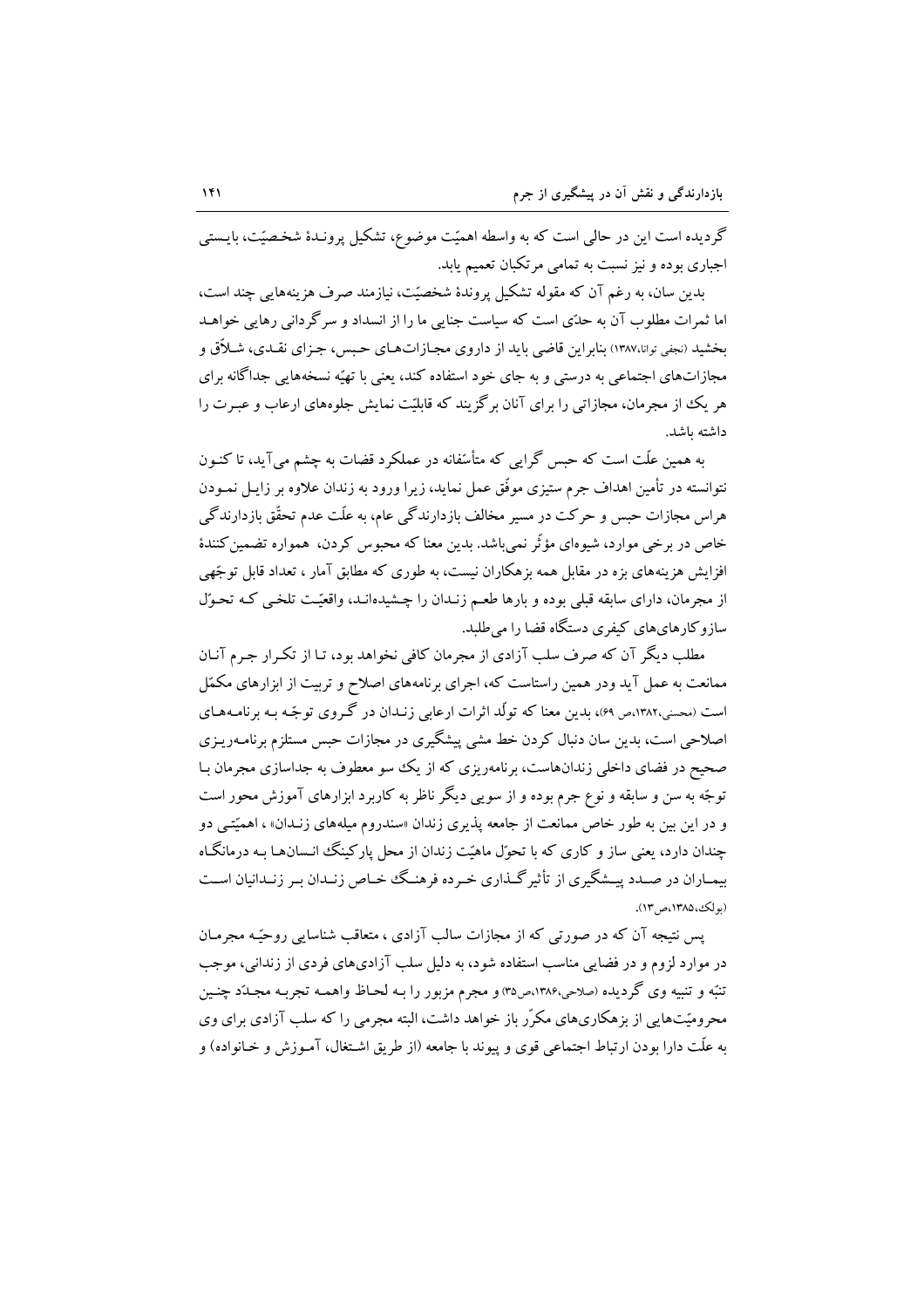گردیده است این در حالی است که به واسطه اهمیّت موضوع، تشکیل پرونـدهٔ شخصیّت، بایستی اجباری بوده و نیز نسبت به تمامی مرتکبان تعمیم یابد.

بدین سان، به رغم آن که مقوله تشکیل پروندهٔ شخصیّت، نیازمند صرف هزینه‌هایی چند است، اما ثمرات مطلوب آن به حدّی است که سیاست جنایی ما را از انسداد و سرگردانی رهایی خواهـد بخشید (نجفی توانا،۱۳۸۷) بنابراین قاضی باید از داروی مجـازات‌هـای حـبس، جـزای نقـدی، شـلاّق و مجازات‌های اجتماعی به درستی و به جای خود استفاده کند، یعنی با تهیّه نسخه‌هایی جداگانه برای هر یک از مجرمان، مجازاتی را برای آنان برگزینند که قابلیّت نمایش جلوه‌های ارعاب و عبـرت را داشته باشد.

به همین علّت است که حبس گرایی که متأسّفانه در عملکرد قضات به چشم می‌آید، تا کنـون نتوانسته در تأمین اهداف جرم ستیزی موفّق عمل نماید، زیرا ورود به زندان علاوه بر زایـل نمـودن هراس مجازات حبس و حرکت در مسیر مخالف بازدارندگی عام، به علّت عدم تحقّق بازدارندگی خاص در برخی موارد، شیوه‌ای مؤثّر نمی‌باشد. بدین معنا که محبوس کردن، همواره تضمین‌کنندهٔ افزایش هزینه‌های بزه در مقابل همه بزهکاران نیست، به طوری که مطابق آمار ، تعداد قابل توجّهی از مجرمان، دارای سابقه قبلی بوده و بارها طعـم زنـدان را چـشیده‌انـد، واقعیّـت تلخـی کـه تحـوّل سازوکارهای کیفری دستگاه قضا را می‌طلبد.

مطلب دیگر آن که صرف سلب آزادی از مجرمان کافی نخواهد بود، تـا از تکـرار جـرم آنـان ممانعت به عمل آید ودر همین راستاست که، اجرای برنامه‌های اصلاح و تربیت از ابزارهای مکمّل است (محسنی،۱۳۸۲،ص ۶۹)، بدین معنا که تولّد اثرات ارعابی زنـدان در گـروی توجّـه بـه برنامـه‌هـای اصلاحی است، بدین سان دنبال کردن خط مشی پیشگیری در مجازات حبس مستلزم برنامـه‌ریـزی صحیح در فضای داخلی زندان‌هاست، برنامه‌ریزی که از یک سو معطوف به جداسازی مجرمان بـا توجّه به سن و سابقه و نوع جرم بوده و از سویی دیگر ناظر به کاربرد ابزارهای آموزش محور است و در این بین به طور خاص ممانعت از جامعه پذیری زندان «سندروم میله‌های زنـدان» ، اهمیّتـی دو چندان دارد، یعنی ساز و کاری که با تحوّل ماهیّت زندان از محل پارکینگ انسان‌هـا بـه درمانگـاه بیمـاران در صـدد پیـشگیری از تأثیرگـذاری خـرده فرهنـگ خـاص زنـدان بـر زنـدانیان اسـت (بولک،۱۳۸۵،ص۱۳).

پس نتیجه آن که در صورتی که از مجازات سالب آزادی ، متعاقب شناسایی روحیّـه مجرمـان در موارد لزوم و در فضایی مناسب استفاده شود، به دلیل سلب آزادی‌های فردی از زندانی، موجب تنبّه و تنبیه وی گردیده (صلاحی،۱۳۸۶،ص۳۵) و مجرم مزبور را بـه لحـاظ واهمـه تجربـه مجـدّد چنـین محرومیّت‌هایی از بزهکاری‌های مکرّر باز خواهد داشت، البته مجرمی را که سلب آزادی برای وی به علّت دارا بودن ارتباط اجتماعی قوی و پیوند با جامعه (از طریق اشـتغال، آمـوزش و خـانواده) و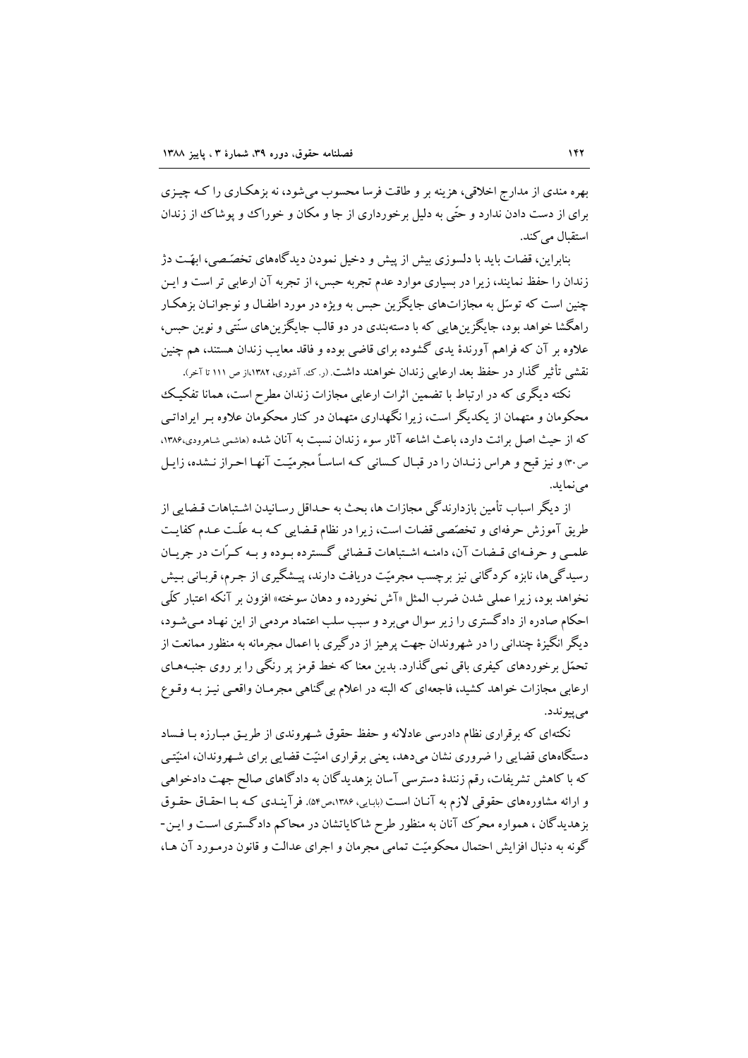بهره مندی از مدارج اخلاقی، هزینه بر و طاقت فرسا محسوب می‌شود، نه بزهکاری را کـه چیـزی برای از دست دادن ندارد و حتّی به دلیل برخورداری از جا و مکان و خوراک و پوشاک از زندان استقبال می‌کند.

بنابراین، قضات باید با دلسوزی بیش از پیش و دخیل نمودن دیدگاه‌های تخصّصی، ابهّـت دژ زندان را حفظ نمایند، زیرا در بسیاری موارد عدم تجربه حبس، از تجربه آن ارعابی تر است و ایـن چنین است که توسّل به مجازات‌های جایگزین حبس به ویژه در مورد اطفـال و نوجوانـان بزهکـار راهگشا خواهد بود، جایگزین‌هایی که با دسته‌بندی در دو قالب جایگزین‌های سنّتی و نوین حبس، علاوه بر آن که فراهم آورندهٔ یدی گشوده برای قاضی بوده و فاقد معایب زندان هستند، هم چنین نقشی تأثیر گذار در حفظ بعد ارعابی زندان خواهند داشت. (ر. ک. آشوری، ۱۳۸۲،از ص ۱۱۱ تا آخر).

نکته دیگری که در ارتباط با تضمین اثرات ارعابی مجازات زندان مطرح است، همانا تفکیـک محکومان و متهمان از یکدیگر است، زیرا نگهداری متهمان در کنار محکومان علاوه بـر ایراداتـی که از حیث اصل برائت دارد، باعث اشاعه آثار سوء زندان نسبت به آنان شده (هاشمی شاهرودی،۱۳۸۶، ص۳۰) و نیز قبح و هراس زنـدان را در قبـال کسانی کـه اساساً مجرمیّـت آنهـا احـراز نـشده، زایـل می‌نماید.

از دیگر اسباب تأمین بازدارندگی مجازات ها، بحث به حـداقل رسـانیدن اشـتباهات قـضایی از طریق آموزش حرفه‌ای و تخصّصی قضات است، زیرا در نظام قـضایی کـه بـه علّـت عـدم کفایـت علمـی و حرفـه‌ای قـضات آن، دامنـه اشـتباهات قـضائی گـسترده بـوده و بـه کـرّات در جریـان رسیدگی‌ها، نابزه کردگانی نیز برچسب مجرمیّت دریافت دارند، پیـشگیری از جـرم، قربـانی بـیش نخواهد بود، زیرا عملی شدن ضرب المثل «آش نخورده و دهان سوخته» افزون بر آنکه اعتبار کلّی احکام صادره از دادگستری را زیر سوال می‌برد و سبب سلب اعتماد مردمی از این نهـاد مـی‌شـود، دیگر انگیزهٔ چندانی را در شهروندان جهت پرهیز از درگیری با اعمال مجرمانه به منظور ممانعت از تحمّل برخوردهای کیفری باقی نمی‌گذارد. بدین معنا که خط قرمز پر رنگی را بر روی جنبـه‌هـای ارعابی مجازات خواهد کشید، فاجعه‌ای که البته در اعلام بی‌گناهی مجرمـان واقعـی نیـز بـه وقـوع می‌پیوندد.

نکته‌ای که برقراری نظام دادرسی عادلانه و حفظ حقوق شـهروندی از طریـق مبـارزه بـا فـساد دستگاه‌های قضایی را ضروری نشان می‌دهد، یعنی برقراری امنیّت قضایی برای شـهروندان، امنیّتـی که با کاهش تشریفات، رقم زنندهٔ دسترسی آسان بزهدیدگان به دادگاهای صالح جهت دادخواهی و ارائه مشاوره‌های حقوقی لازم به آنـان اسـت (بابایی، ۱۳۸۶،ص۵۴). فرآینـدی کـه بـا احقـاق حقـوق بزهدیدگان ، همواره محرّک آنان به منظور طرح شاکایاتشان در محاکم دادگستری اسـت و ایـن- گونه به دنبال افزایش احتمال محکومیّت تمامی مجرمان و اجرای عدالت و قانون درمـورد آن هـا،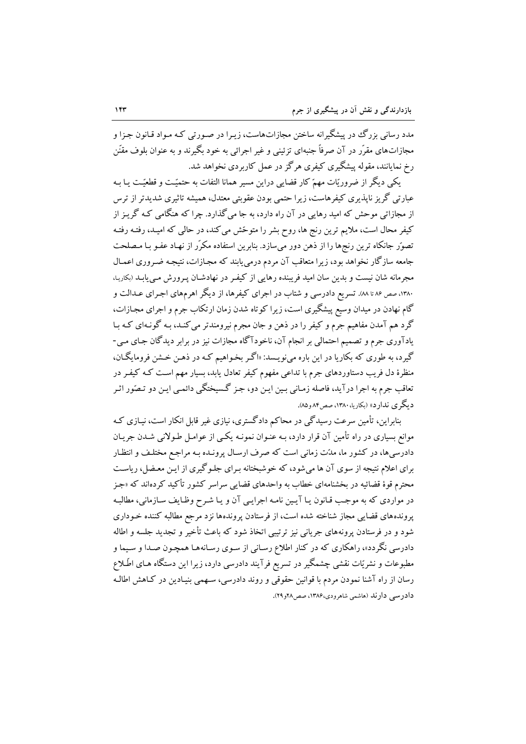مدد رسانی بزرگ در پیشگیرانه ساختن مجازات‌هاست، زیرا در صورتی که مواد قانون جزا و مجازات‌های مقرّر در آن صرفاً جنبه‌ای تزئینی و غیر اجرائی به خود بگیرند و به عنوان بلوف مقنّن رخ نمایانند، مقوله پیشگیری کیفری هرگز در عمل کاربردی نخواهد شد.

یکی دیگر از ضروریّات مهمّ کار قضایی دراین مسیر همانا التفات به حتمیّت و قطعیّت یا به عبارتی گریز ناپذیری کیفرهاست، زیرا حتمی بودن عقوبتی معتدل، همیشه تاثیری شدیدتر از ترس از مجازاتی موحش که امید رهایی در آن راه دارد، به جا می‌گذارد. چرا که هنگامی که گریز از کیفر محال است، ملایم ترین رنج ها، روح بشر را متوحّش می کند، در حالی که امید، رفته رفته تصوّر جانکاه ترین رنج‌ها را از ذهن دور می‌سازد. بنابرین استفاده مکرّر از نهاد عفو با مصلحت جامعه سازگار نخواهد بود، زیرا متعاقب آن مردم درمی‌یابند که مجازات، نتیجه ضروری اعمال مجرمانه شان نیست و بدین سان امید فریبنده رهایی از کیفر در نهادشان پرورش می‌یابد (بکاریا، ۱۳۸۰، صص ۸۶ تا ۸۸). تسریع دادرسی و شتاب در اجرای کیفرها، از دیگر اهرم‌های اجرای عدالت و گام نهادن در میدان وسیع پیشگیری است، زیرا کوتاه شدن زمان ارتکاب جرم و اجرای مجازات، گرد هم آمدن مفاهیم جرم و کیفر را در ذهن و جان مجرم نیرومندتر می‌کند، به گونه‌ای که با یادآوری جرم و تصمیم احتمالی بر انجام آن، ناخودآگاه مجازات نیز در برابر دیدگان جای می‌گیرد، به طوری که بکاریا در این باره می‌نویسد: «اگر بخواهیم که در ذهن خشن فرومایگان، منظرهٔ دل فریب دستاوردهای جرم با تداعی مفهوم کیفر تعادل یابد، بسیار مهم است که کیفر در تعاقب جرم به اجرا درآید، فاصله زمانی بین این دو، جز گسیختگی دائمی این دو تصوّر اثر دیگری ندارد» (بکاریا، ۱۳۸۰، صص ۸۴ و ۸۵).

بنابراین، تأمین سرعت رسیدگی در محاکم دادگستری، نیازی غیر قابل انکار است، نیازی که موانع بسیاری در راه تأمین آن قرار دارد، به عنوان نمونه یکی از عوامل طولانی شدن جریان دادرسی‌ها، در کشور ما، مدّت زمانی است که صرف ارسال پرونده به مراجع مختلف و انتظار برای اعلام نتیجه از سوی آن ها می‌شود، که خوشبختانه برای جلوگیری از این معضل، ریاست محترم قوهٔ قضائیه در بخشنامه‌ای خطاب به واحدهای قضایی سراسر کشور تأکید کرده‌اند که «جز در مواردی که به موجب قانون یا آیین نامه اجرایی آن و یا شرح وظایف سازمانی، مطالبه پرونده‌های قضایی مجاز شناخته شده است، از فرستادن پرونده‌ها نزد مرجع مطالبه کننده خودداری شود و در فرستادن پرونده‌های جریانی نیز ترتیبی اتخاذ شود که باعث تأخیر و تجدید جلسه و اطاله دادرسی نگردد»، راهکاری که در کنار اطلاع رسانی از سوی رسانه‌ها همچون صدا و سیما و مطبوعات و نشریّات نقشی چشمگیر در تسریع فرآیند دادرسی دارد، زیرا این دستگاه های اطّلاع رسان از راه آشنا نمودن مردم با قوانین حقوقی و روند دادرسی، سهمی بنیادین در کاهش اطاله دادرسی دارند (هاشمی شاهرودی، ۱۳۸۶، صص ۲۸ و ۲۹).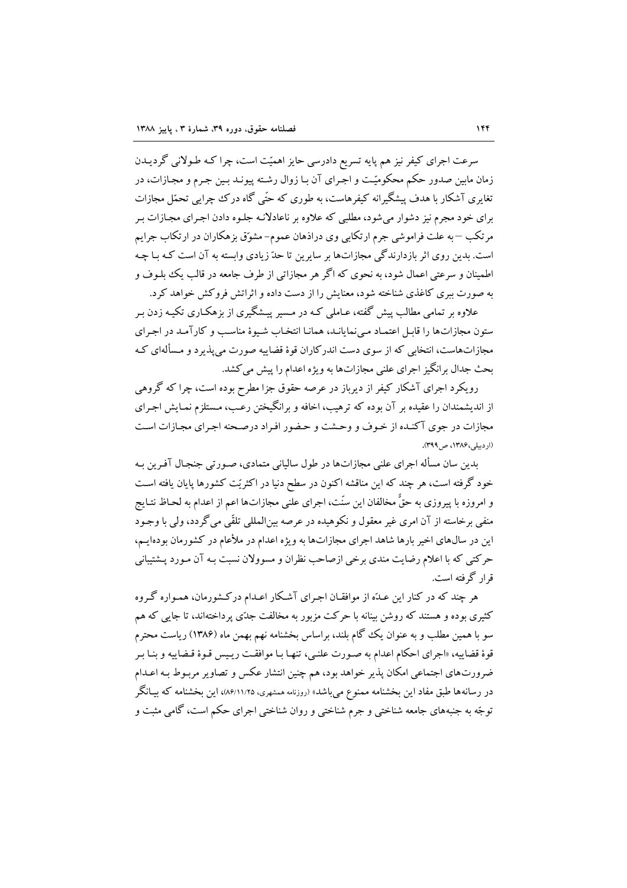سرعت اجرای کیفر نیز هم پایه تسریع دادرسی حایز اهمیّت است، چرا کـه طـولانی گردیـدن زمان مابین صدور حکم محکومیّـت و اجـرای آن بـا زوال رشـته پیونـد بـین جـرم و مجـازات، در تغایری آشکار با هدف پیشگیرانه کیفرهاست، به طوری که حتّی گاه درک چرایی تحمّل مجازات برای خود مجرم نیز دشوار می‌شود، مطلبی که علاوه بر ناعادلانـه جلـوه دادن اجـرای مجـازات بـر مرتکب – به علت فراموشی جرم ارتکابی وی دراذهان عموم- مشوّق بزهکاران در ارتکاب جرایم است. بدین روی اثر بازدارندگی مجازات‌ها بر سایرین تا حدّ زیادی وابسته به آن است کـه بـا چـه اطمینان و سرعتی اعمال شود، به نحوی که اگر هر مجازاتی از طرف جامعه در قالب یک بلـوف و به صورت ببری کاغذی شناخته شود، معنایش را از دست داده و اثراتش فروکش خواهد کرد.

علاوه بر تمامی مطالب پیش گفته، عـاملی کـه در مـسیر پیـشگیری از بزهکـاری تکیـه زدن بـر ستون مجازات‌ها را قابـل اعتمـاد مـی‌نمایانـد، همانـا انتخـاب شـیوۀ مناسـب و کارآمـد در اجـرای مجازات‌هاست، انتخابی که از سوی دست اندرکاران قوۀ قضاییه صورت می‌پذیرد و مسأله‌ای کـه بحث جدال برانگیز اجرای علنی مجازات‌ها به ویژه اعدام را پیش می‌کشد.

رویکرد اجرای آشکار کیفر از دیرباز در عرصه حقوق جزا مطرح بوده است، چرا که گروهی از اندیشمندان را عقیده بر آن بوده که ترهیب، اخافه و برانگیختن رعـب، مـستلزم نمـایش اجـرای مجازات در جوی آکنـده از خـوف و وحـشت و حـضور افـراد درصـحنه اجـرای مجـازات اسـت (اردبیلی،۱۳۸۶، ص۳۹۹).

بدین سان مسأله اجرای علنی مجازات‌ها در طول سالیانی متمادی، صـورتی جنجـال آفـرین بـه خود گرفته است، هر چند که این مناقشه اکنون در سطح دنیا در اکثریّت کشورها پایان یافته اسـت و امروزه با پیروزی به حقّ مخالفان این سنّت، اجرای علنی مجازات‌ها اعم از اعدام به لحـاظ نتـایج منفی برخاسته از آن امری غیر معقول و نکوهیده در عرصه بین‌المللی تلقّی می‌گردد، ولی با وجـود این در سال‌های اخیر بارها شاهد اجرای مجازات‌ها به ویژه اعدام در ملأعام در کشورمان بوده‌ایـم، حرکتی که با اعلام رضایت مندی برخی ازصاحب نظران و مسوولان نسبت بـه آن مـورد پـشتیبانی قرار گرفته است.

هر چند که در کنار این عـدّه از موافقـان اجـرای آشـکار اعـدام درکـشورمان، همـواره گـروه کثیری بوده و هستند که روشن بینانه با حرکت مزبور به مخالفت جدّی پرداخته‌اند، تا جایی که هم سو با همین مطلب و به عنوان یک گام بلند، براساس بخشنامه نهم بهمن ماه (۱۳۸۶) ریاست محترم قوۀ قضاییه، «اجرای احکام اعدام به صـورت علنـی، تنهـا بـا موافقـت ریـیس قـوۀ قـضاییه و بنـا بـر ضرورت‌های اجتماعی امکان پذیر خواهد بود، هم چنین انتشار عکس و تصاویر مربـوط بـه اعـدام در رسانه‌ها طبق مفاد این بخشنامه ممنوع می‌باشد» (روزنامه همشهری، ۸۶/۱۱/۲۵)، این بخشنامه که بیـانگر توجّه به جنبه‌های جامعه شناختی و جرم شناختی و روان شناختی اجرای حکم است، گامی مثبت و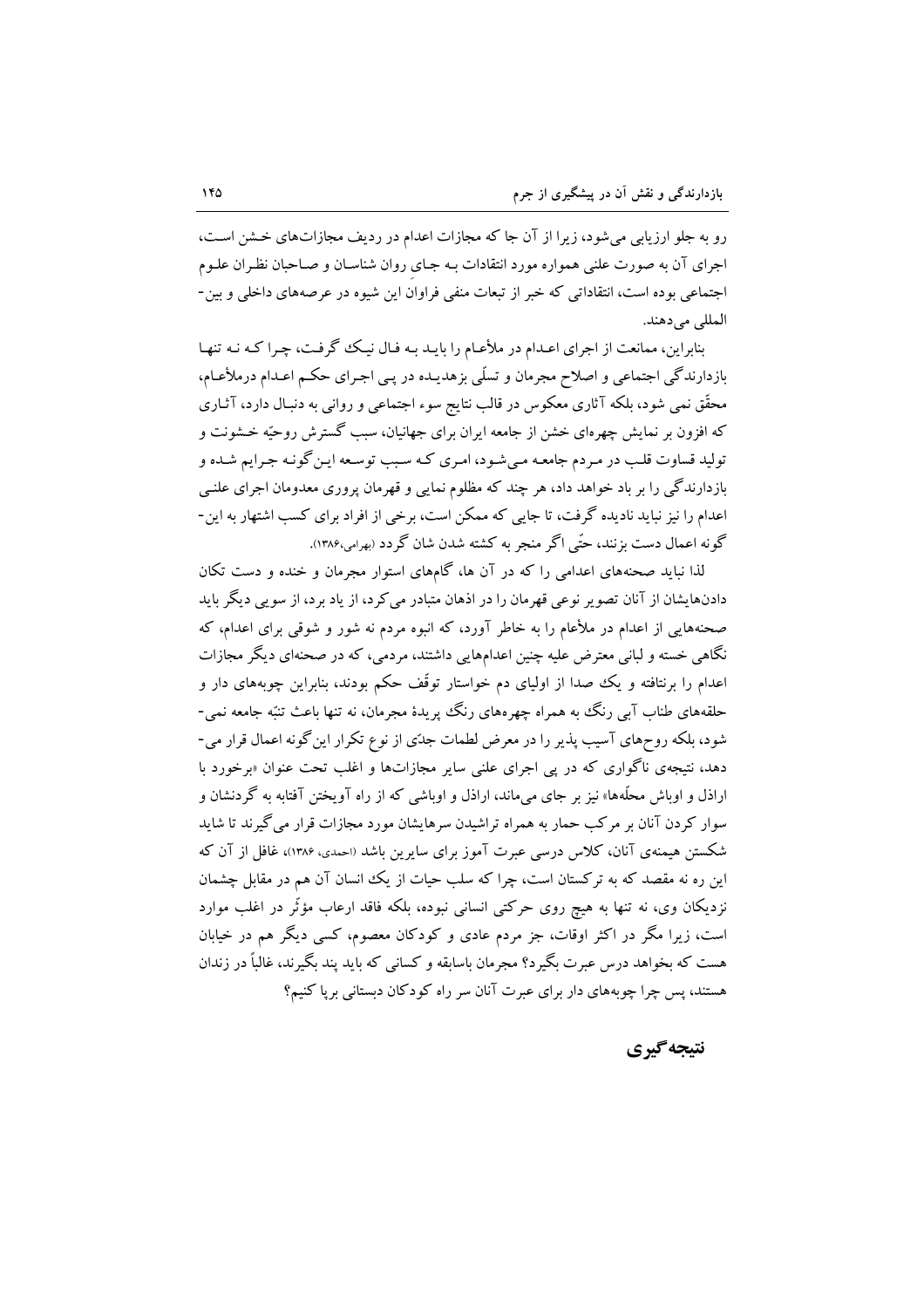رو به جلو ارزیابی می‌شود، زیرا از آن جا که مجازات اعدام در ردیف مجازات‌های خشن است، اجرای آن به صورت علنی همواره مورد انتقادات بـه جـایِ روان شناسـان و صـاحبان نظـران علـوم اجتماعی بوده است، انتقاداتی که خبر از تبعات منفی فراوان این شیوه در عرصه‌های داخلی و بین-المللی می‌دهند.

بنابراین، ممانعت از اجرای اعـدام در ملأعـام را بایـد بـه فـال نیـک گرفـت، چـرا کـه نـه تنهـا بازدارندگی اجتماعی و اصلاح مجرمان و تسلّی بزهدیـده در پـی اجـرای حکـم اعـدام درملأعـام، محقّق نمی شود، بلکه آثاری معکوس در قالب نتایج سوء اجتماعی و روانی به دنبـال دارد، آثـاری که افزون بر نمایش چهره‌ای خشن از جامعه ایران برای جهانیان، سبب گسترش روحیّه خـشونت و تولید قساوت قلـب در مـردم جامعـه مـی‌شـود، امـری کـه سـبب توسـعه ایـن‌گونـه جـرایم شـده و بازدارندگی را بر باد خواهد داد، هر چند که مظلوم نمایی و قهرمان پروری معدومان اجرای علنـی اعدام را نیز نباید نادیده گرفت، تا جایی که ممکن است، برخی از افراد برای کسب اشتهار به این-گونه اعمال دست بزنند، حتّی اگر منجر به کشته شدن شان گردد (بهرامی،۱۳۸۶).

لذا نباید صحنه‌های اعدامی را که در آن ها، گام‌های استوار مجرمان و خنده و دست تکان دادن‌هایشان از آنان تصویر نوعی قهرمان را در اذهان متبادر می‌کرد، از یاد برد، از سویی دیگر باید صحنه‌هایی از اعدام در ملأعام را به خاطر آورد، که انبوه مردم نه شور و شوقی برای اعدام، که نگاهی خسته و لبانی معترض علیه چنین اعدامهایی داشتند، مردمی، که در صحنه‌ای دیگر مجازات اعدام را برنتافته و یک صدا از اولیای دم خواستار توقّف حکم بودند، بنابراین چوبه‌های دار و حلقه‌های طناب آبی رنگ به همراه چهره‌های رنگ پریدهٔ مجرمان، نه تنها باعث تنبّه جامعه نمی-شود، بلکه روح‌های آسیب پذیر را در معرض لطمات جدّی از نوع تکرار این‌گونه اعمال قرار می-دهد، نتیجه‌ی ناگواری که در پی اجرای علنی سایر مجازات‌ها و اغلب تحت عنوان «برخورد با اراذل و اوباش محلّه‌ها» نیز بر جای می‌ماند، اراذل و اوباشی که از راه آویختن آفتابه به گردنشان و سوار کردن آنان بر مرکب حمار به همراه تراشیدن سرهایشان مورد مجازات قرار می‌گیرند تا شاید شکستن هیمنه‌ی آنان، کلاس درسی عبرت آموز برای سایرین باشد (احمدی، ۱۳۸۶)، غافل از آن که این ره نه مقصد که به ترکستان است، چرا که سلب حیات از یک انسان آن هم در مقابل چشمان نزدیکان وی، نه تنها به هیچ روی حرکتی انسانی نبوده، بلکه فاقد ارعاب مؤثّر در اغلب موارد است، زیرا مگر در اکثر اوقات، جز مردم عادی و کودکان معصوم، کسی دیگر هم در خیابان هست که بخواهد درس عبرت بگیرد؟ مجرمان باسابقه و کسانی که باید پند بگیرند، غالباً در زندان هستند، پس چرا چوبه‌های دار برای عبرت آنان سر راه کودکان دبستانی برپا کنیم؟

## نتیجه‌گیری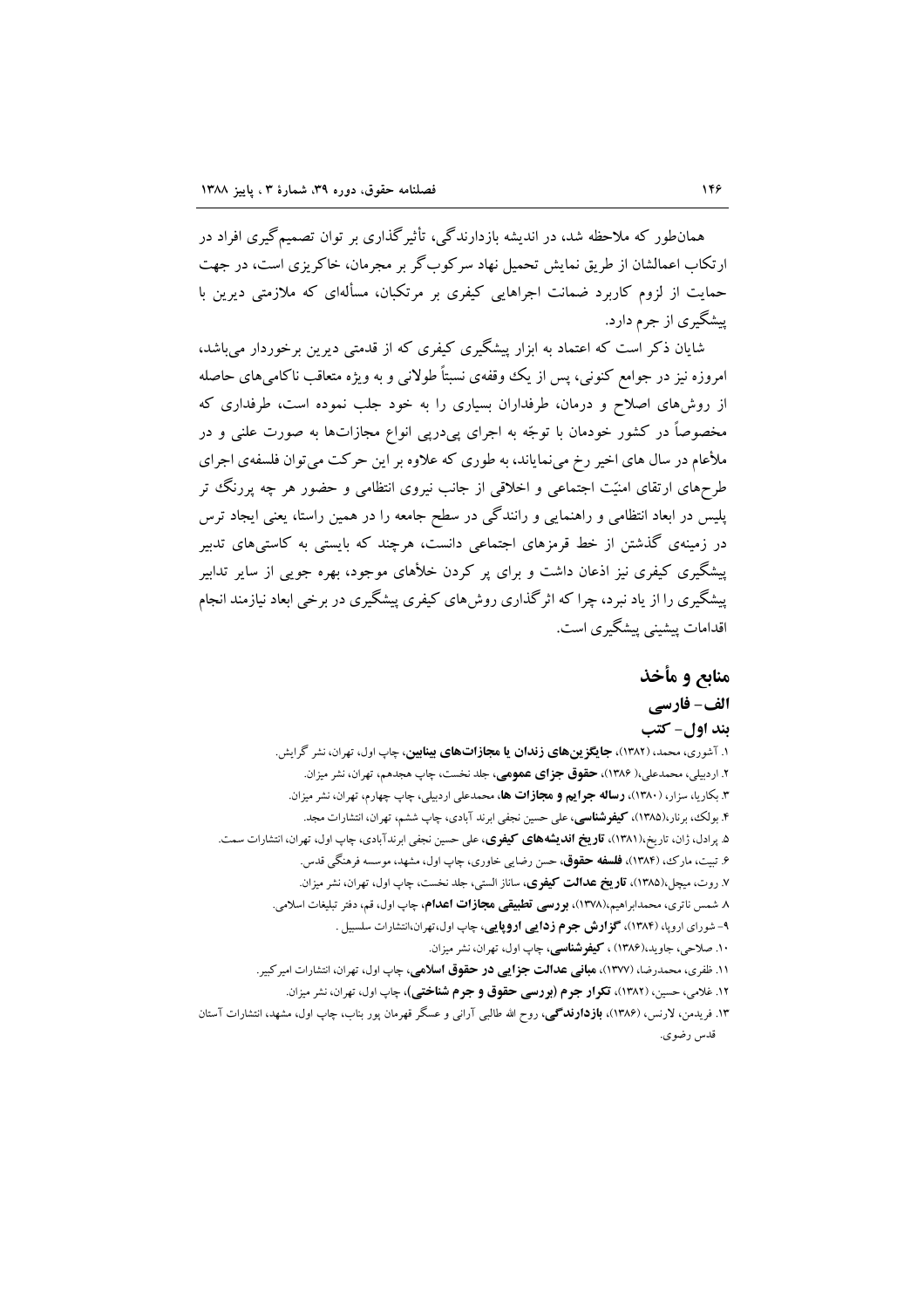همان‌طور که ملاحظه شد، در اندیشه بازدارندگی، تأثیرگذاری بر توان تصمیم‌گیری افراد در ارتکاب اعمالشان از طریق نمایش تحمیل نهاد سرکوب‌گر بر مجرمان، خاکریزی است، در جهت حمایت از لزوم کاربرد ضمانت اجراهایی کیفری بر مرتکبان، مسأله‌ای که ملازمتی دیرین با پیشگیری از جرم دارد.

شایان ذکر است که اعتماد به ابزار پیشگیری کیفری که از قدمتی دیرین برخوردار می‌باشد، امروزه نیز در جوامع کنونی، پس از یک وقفه‌ی نسبتاً طولانی و به ویژه متعاقب ناکامی‌های حاصله از روش‌های اصلاح و درمان، طرفداران بسیاری را به خود جلب نموده است، طرفداری که مخصوصاً در کشور خودمان با توجّه به اجرای پی‌درپی انواع مجازات‌ها به صورت علنی و در ملأعام در سال های اخیر رخ می‌نمایاند، به طوری که علاوه بر این حرکت می‌توان فلسفه‌ی اجرای طرح‌های ارتقای امنیّت اجتماعی و اخلاقی از جانب نیروی انتظامی و حضور هر چه پررنگ تر پلیس در ابعاد انتظامی و راهنمایی و رانندگی در سطح جامعه را در همین راستا، یعنی ایجاد ترس در زمینه‌ی گذشتن از خط قرمزهای اجتماعی دانست، هرچند که بایستی به کاستی‌های تدبیر پیشگیری کیفری نیز اذعان داشت و برای پر کردن خلأهای موجود، بهره جویی از سایر تدابیر پیشگیری را از یاد نبرد، چرا که اثرگذاری روش‌های کیفری پیشگیری در برخی ابعاد نیازمند انجام اقدامات پیشینی پیشگیری است.

## منابع و مأخذ

### الف- فارسی

#### بند اول- کتب

۱. آشوری، محمد، (۱۳۸۲)، **جایگزین‌های زندان یا مجازات‌های بینابین**، چاپ اول، تهران، نشر گرایش.

۲. اردبیلی، محمدعلی،( ۱۳۸۶)، **حقوق جزای عمومی**، جلد نخست، چاپ هجدهم، تهران، نشر میزان.

۳. بکاریا، سزار، (۱۳۸۰)، **رساله جرایم و مجازات ها**، محمدعلی اردبیلی، چاپ چهارم، تهران، نشر میزان.

۴. بولک، برنار،(۱۳۸۵)، **کیفرشناسی**، علی حسین نجفی ابرند آبادی، چاپ ششم، تهران، انتشارات مجد.

۵. پرادل، ژان، تاریخ،(۱۳۸۱)، **تاریخ اندیشه‌های کیفری**، علی حسین نجفی ابرندآبادی، چاپ اول، تهران، انتشارات سمت.

۶. تبیت، مارک، (۱۳۸۴)، **فلسفه حقوق**، حسن رضایی خاوری، چاپ اول، مشهد، موسسه فرهنگی قدس.

۷. روت، میچل،(۱۳۸۵)، **تاریخ عدالت کیفری**، ساناز الستی، جلد نخست، چاپ اول، تهران، نشر میزان.

۸. شمس ناتری، محمدابراهیم،(۱۳۷۸)، **بررسی تطبیقی مجازات اعدام**، چاپ اول، قم، دفتر تبلیغات اسلامی.

۹- شورای اروپا، (۱۳۸۴)، **گزارش جرم زدایی اروپایی**، چاپ اول،تهران،انتشارات سلسبیل .

۱۰. صلاحی، جاوید،(۱۳۸۶) ، **کیفرشناسی**، چاپ اول، تهران، نشر میزان.

۱۱. ظفری، محمدرضا، (۱۳۷۷)، **مبانی عدالت جزایی در حقوق اسلامی**، چاپ اول، تهران، انتشارات امیرکبیر.

۱۲. غلامی، حسین، (۱۳۸۲)، **تکرار جرم (بررسی حقوق و جرم شناختی)**، چاپ اول، تهران، نشر میزان.

۱۳. فریدمن، لارنس، (۱۳۸۶)، **بازدارندگی**، روح الله طالبی آرانی و عسگر قهرمان پور بناب، چاپ اول، مشهد، انتشارات آستان قدس رضوی.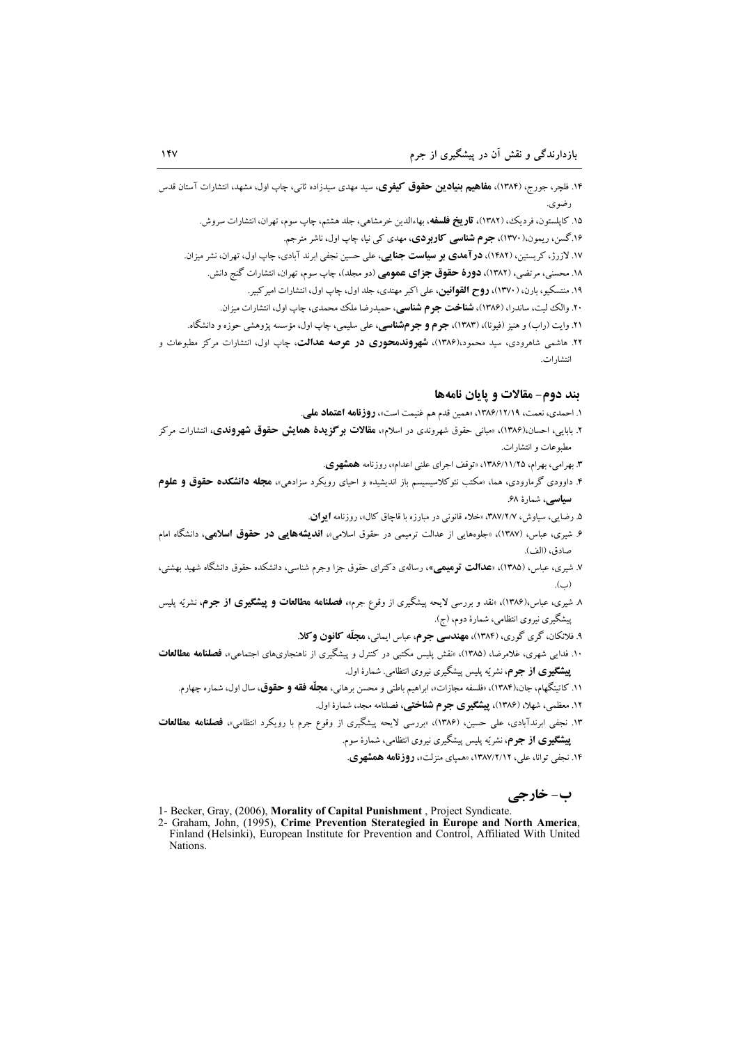۱۴. فلچر، جورج، (۱۳۸۴)، **مفاهیم بنیادین حقوق کیفری**، سید مهدی سیدزاده ثانی، چاپ اول، مشهد، انتشارات آستان قدس رضوی.

۱۵. کاپلستون، فردیک، (۱۳۸۲)، **تاریخ فلسفه**، بهاءالدین خرمشاهی، جلد هشتم، چاپ سوم، تهران، انتشارات سروش.

۱۶. گسن، ریمون، (۱۳۷۰)، **جرم شناسی کاربردی**، مهدی کی نیا، چاپ اول، ناشر مترجم.

۱۷. لازرژ، کریستین، (۱۴۸۲)، **درآمدی بر سیاست جنایی**، علی حسین نجفی ابرند آبادی، چاپ اول، تهران، نشر میزان.

۱۸. محسنی، مرتضی، (۱۳۸۲)، **دورهٔ حقوق جزای عمومی** (دو مجلد)، چاپ سوم، تهران، انتشارات گنج دانش.

۱۹. منتسکیو، بارن، (۱۳۷۰)، **روح القوانین**، علی اکبر مهتدی، جلد اول، چاپ اول، انتشارات امیرکبیر.

۲۰. والک لیت، ساندرا، (۱۳۸۶)، **شناخت جرم شناسی**، حمیدرضا ملک محمدی، چاپ اول، انتشارات میزان.

۲۱. وایت (راب) و هنیز (فیونا)، (۱۳۸۳)، **جرم و جرم‌شناسی**، علی سلیمی، چاپ اول، مؤسسه پژوهشی حوزه و دانشگاه.

۲۲. هاشمی شاهرودی، سید محمود، (۱۳۸۶)، **شهروندمحوری در عرصه عدالت**، چاپ اول، انتشارات مرکز مطبوعات و انتشارات.

## بند دوم- مقالات و پایان نامه‌ها

۱. احمدی، نعمت، ۱۳۸۶/۱۲/۱۹، «همین قدم هم غنیمت است»، **روزنامه اعتماد ملی**.

۲. بابایی، احسان، (۱۳۸۶)، «مبانی حقوق شهروندی در اسلام»، **مقالات برگزیدهٔ همایش حقوق شهروندی**، انتشارات مرکز مطبوعات و انتشارات.

۳. بهرامی، بهرام، ۱۳۸۶/۱۱/۲۵، «توقف اجرای علنی اعدام»، روزنامه **همشهری**.

۴. داوودی گرمارودی، هما، «مکتب نئوکلاسیسیسم باز اندیشیده و احیای رویکرد سزادهی»، **مجله دانشکده حقوق و علوم سیاسی**، شمارهٔ ۶۸.

۵. رضایی، سیاوش، ۳۸۷/۲/۷، «خلاء قانونی در مبارزه با قاچاق کال»، روزنامه **ایران**.

۶. شیری، عباس، (۱۳۸۷)، «جلوه‌هایی از عدالت ترمیمی در حقوق اسلامی»، **اندیشه‌هایی در حقوق اسلامی**، دانشگاه امام صادق، (الف).

۷. شیری، عباس، (۱۳۸۵)، «**عدالت ترمیمی**»، رسالهٔ دکترای حقوق جزا وجرم شناسی، دانشکده حقوق دانشگاه شهید بهشتی، (ب).

۸. شیری، عباس، (۱۳۸۶)، «نقد و بررسی لایحه پیشگیری از وقوع جرم»، **فصلنامه مطالعات و پیشگیری از جرم**، نشریهٔ پلیس پیشگیری نیروی انتظامی، شمارهٔ دوم، (ج).

۹. فلانکان، گری گوری، (۱۳۸۴)، **مهندسی جرم**، عباس ایمانی، **مجلّه کانون وکلا**.

۱۰. فدایی شهری، غلامرضا، (۱۳۸۵)، «نقش پلیس مکتبی در کنترل و پیشگیری از ناهنجاری‌های اجتماعی»، **فصلنامه مطالعات پیشگیری از جرم**، نشریهٔ پلیس پیشگیری نیروی انتظامی. شمارهٔ اول.

۱۱. کاتینگهام، جان، (۱۳۸۴)، «فلسفه مجازات»، ابراهیم باطنی و محسن برهانی، **مجلّه فقه و حقوق**، سال اول، شماره چهارم.

۱۲. معظمی، شهلا، (۱۳۸۶)، **پیشگیری جرم شناختی**، فصلنامه مجد، شمارهٔ اول.

۱۳. نجفی ابرندآبادی، علی حسین، (۱۳۸۶)، «بررسی لایحه پیشگیری از وقوع جرم با رویکرد انتظامی»، **فصلنامه مطالعات پیشگیری از جرم**، نشریهٔ پلیس پیشگیری نیروی انتظامی، شمارهٔ سوم.

۱۴. نجفی توانا، علی، ۱۳۸۷/۲/۱۲، «همپای منزلت»، **روزنامه همشهری**.

## ب- خارجی

1- Becker, Gray, (2006), **Morality of Capital Punishment** , Project Syndicate.

2- Graham, John, (1995), **Crime Prevention Sterategied in Europe and North America**, Finland (Helsinki), European Institute for Prevention and Control, Affiliated With United Nations.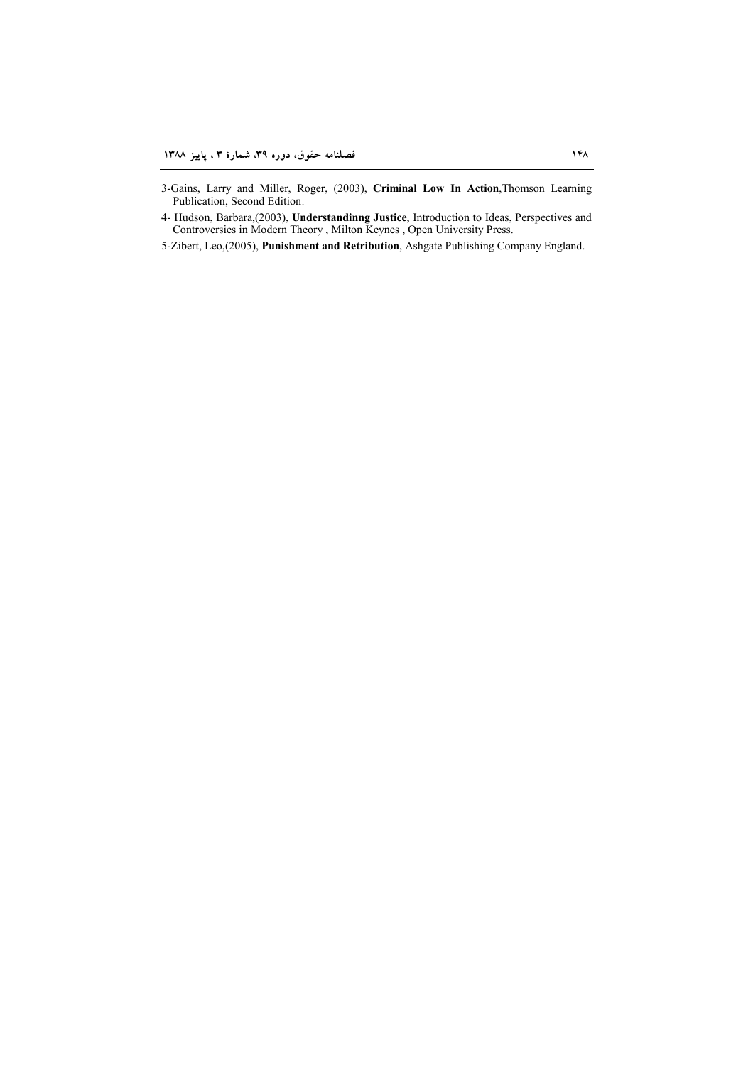3-Gains, Larry and Miller, Roger, (2003), **Criminal Low In Action**,Thomson Learning Publication, Second Edition.

4- Hudson, Barbara,(2003), **Understandinng Justice**, Introduction to Ideas, Perspectives and Controversies in Modern Theory , Milton Keynes , Open University Press.

5-Zibert, Leo,(2005), **Punishment and Retribution**, Ashgate Publishing Company England.